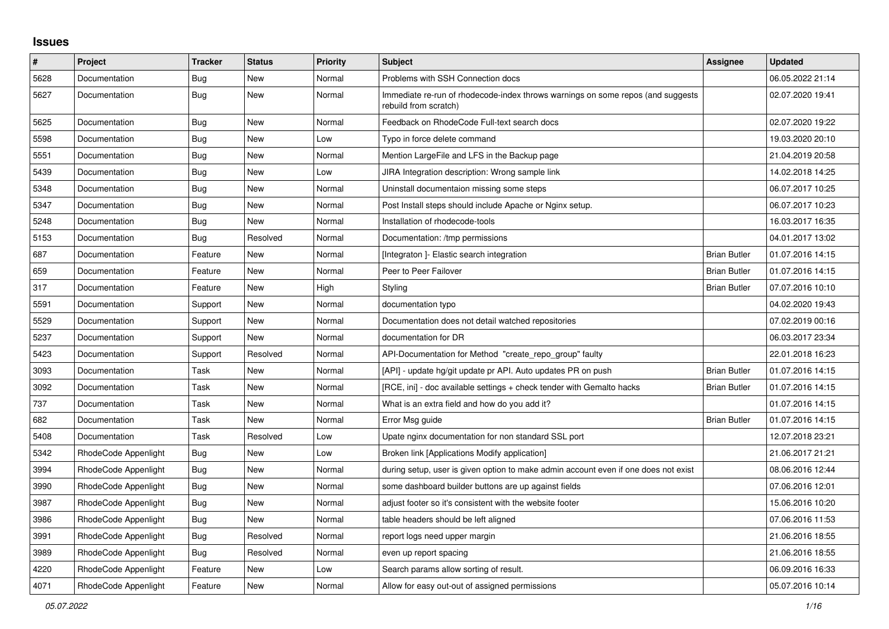## Issues

| # | Project | Tracker | Status | Priority | Subject | Assignee | Updated |
|---|---|---|---|---|---|---|---|
| 5628 | Documentation | Bug | New | Normal | Problems with SSH Connection docs | | 06.05.2022 21:14 |
| 5627 | Documentation | Bug | New | Normal | Immediate re-run of rhodecode-index throws warnings on some repos (and suggests rebuild from scratch) | | 02.07.2020 19:41 |
| 5625 | Documentation | Bug | New | Normal | Feedback on RhodeCode Full-text search docs | | 02.07.2020 19:22 |
| 5598 | Documentation | Bug | New | Low | Typo in force delete command | | 19.03.2020 20:10 |
| 5551 | Documentation | Bug | New | Normal | Mention LargeFile and LFS in the Backup page | | 21.04.2019 20:58 |
| 5439 | Documentation | Bug | New | Low | JIRA Integration description: Wrong sample link | | 14.02.2018 14:25 |
| 5348 | Documentation | Bug | New | Normal | Uninstall documentaion missing some steps | | 06.07.2017 10:25 |
| 5347 | Documentation | Bug | New | Normal | Post Install steps should include Apache or Nginx setup. | | 06.07.2017 10:23 |
| 5248 | Documentation | Bug | New | Normal | Installation of rhodecode-tools | | 16.03.2017 16:35 |
| 5153 | Documentation | Bug | Resolved | Normal | Documentation: /tmp permissions | | 04.01.2017 13:02 |
| 687 | Documentation | Feature | New | Normal | [Integraton ]- Elastic search integration | Brian Butler | 01.07.2016 14:15 |
| 659 | Documentation | Feature | New | Normal | Peer to Peer Failover | Brian Butler | 01.07.2016 14:15 |
| 317 | Documentation | Feature | New | High | Styling | Brian Butler | 07.07.2016 10:10 |
| 5591 | Documentation | Support | New | Normal | documentation typo | | 04.02.2020 19:43 |
| 5529 | Documentation | Support | New | Normal | Documentation does not detail watched repositories | | 07.02.2019 00:16 |
| 5237 | Documentation | Support | New | Normal | documentation for DR | | 06.03.2017 23:34 |
| 5423 | Documentation | Support | Resolved | Normal | API-Documentation for Method "create_repo_group" faulty | | 22.01.2018 16:23 |
| 3093 | Documentation | Task | New | Normal | [API] - update hg/git update pr API. Auto updates PR on push | Brian Butler | 01.07.2016 14:15 |
| 3092 | Documentation | Task | New | Normal | [RCE, ini] - doc available settings + check tender with Gemalto hacks | Brian Butler | 01.07.2016 14:15 |
| 737 | Documentation | Task | New | Normal | What is an extra field and how do you add it? | | 01.07.2016 14:15 |
| 682 | Documentation | Task | New | Normal | Error Msg guide | Brian Butler | 01.07.2016 14:15 |
| 5408 | Documentation | Task | Resolved | Low | Upate nginx documentation for non standard SSL port | | 12.07.2018 23:21 |
| 5342 | RhodeCode Appenlight | Bug | New | Low | Broken link [Applications Modify application] | | 21.06.2017 21:21 |
| 3994 | RhodeCode Appenlight | Bug | New | Normal | during setup, user is given option to make admin account even if one does not exist | | 08.06.2016 12:44 |
| 3990 | RhodeCode Appenlight | Bug | New | Normal | some dashboard builder buttons are up against fields | | 07.06.2016 12:01 |
| 3987 | RhodeCode Appenlight | Bug | New | Normal | adjust footer so it's consistent with the website footer | | 15.06.2016 10:20 |
| 3986 | RhodeCode Appenlight | Bug | New | Normal | table headers should be left aligned | | 07.06.2016 11:53 |
| 3991 | RhodeCode Appenlight | Bug | Resolved | Normal | report logs need upper margin | | 21.06.2016 18:55 |
| 3989 | RhodeCode Appenlight | Bug | Resolved | Normal | even up report spacing | | 21.06.2016 18:55 |
| 4220 | RhodeCode Appenlight | Feature | New | Low | Search params allow sorting of result. | | 06.09.2016 16:33 |
| 4071 | RhodeCode Appenlight | Feature | New | Normal | Allow for easy out-out of assigned permissions | | 05.07.2016 10:14 |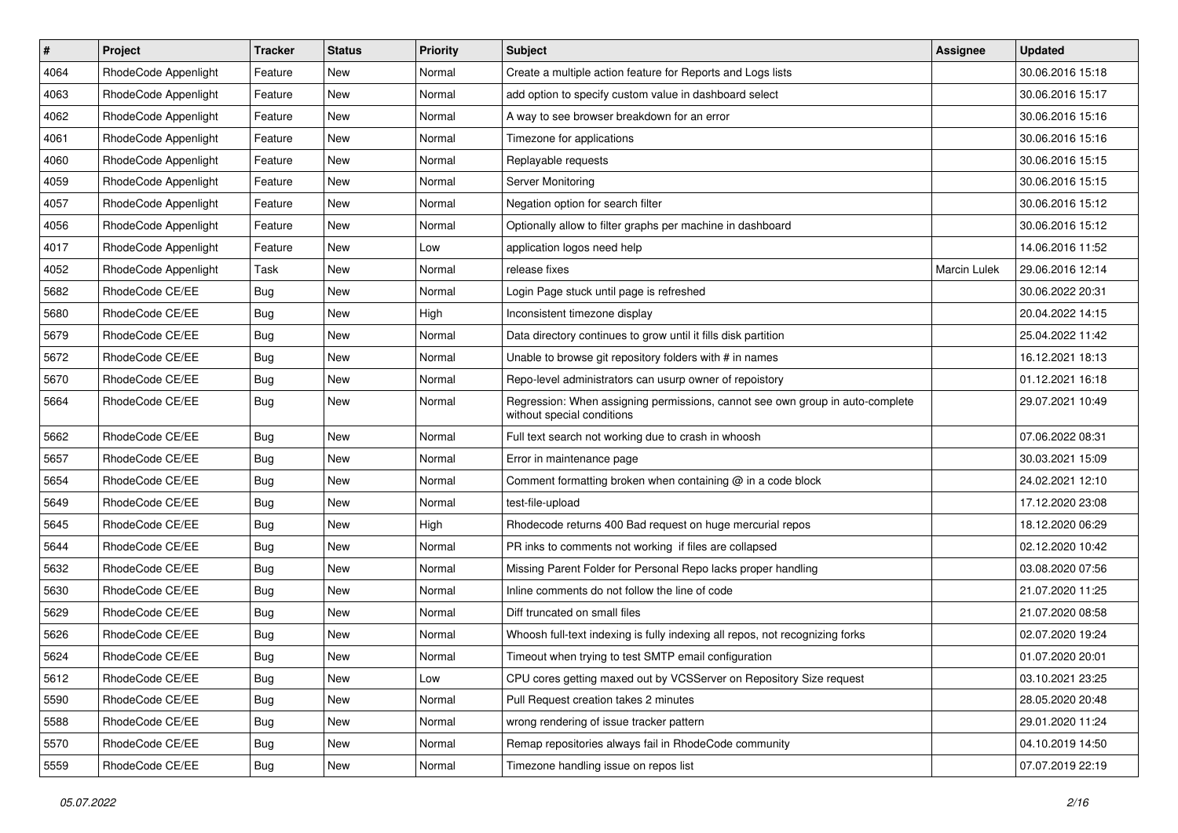| # | Project | Tracker | Status | Priority | Subject | Assignee | Updated |
| --- | --- | --- | --- | --- | --- | --- | --- |
| 4064 | RhodeCode Appenlight | Feature | New | Normal | Create a multiple action feature for Reports and Logs lists | | 30.06.2016 15:18 |
| 4063 | RhodeCode Appenlight | Feature | New | Normal | add option to specify custom value in dashboard select | | 30.06.2016 15:17 |
| 4062 | RhodeCode Appenlight | Feature | New | Normal | A way to see browser breakdown for an error | | 30.06.2016 15:16 |
| 4061 | RhodeCode Appenlight | Feature | New | Normal | Timezone for applications | | 30.06.2016 15:16 |
| 4060 | RhodeCode Appenlight | Feature | New | Normal | Replayable requests | | 30.06.2016 15:15 |
| 4059 | RhodeCode Appenlight | Feature | New | Normal | Server Monitoring | | 30.06.2016 15:15 |
| 4057 | RhodeCode Appenlight | Feature | New | Normal | Negation option for search filter | | 30.06.2016 15:12 |
| 4056 | RhodeCode Appenlight | Feature | New | Normal | Optionally allow to filter graphs per machine in dashboard | | 30.06.2016 15:12 |
| 4017 | RhodeCode Appenlight | Feature | New | Low | application logos need help | | 14.06.2016 11:52 |
| 4052 | RhodeCode Appenlight | Task | New | Normal | release fixes | Marcin Lulek | 29.06.2016 12:14 |
| 5682 | RhodeCode CE/EE | Bug | New | Normal | Login Page stuck until page is refreshed | | 30.06.2022 20:31 |
| 5680 | RhodeCode CE/EE | Bug | New | High | Inconsistent timezone display | | 20.04.2022 14:15 |
| 5679 | RhodeCode CE/EE | Bug | New | Normal | Data directory continues to grow until it fills disk partition | | 25.04.2022 11:42 |
| 5672 | RhodeCode CE/EE | Bug | New | Normal | Unable to browse git repository folders with # in names | | 16.12.2021 18:13 |
| 5670 | RhodeCode CE/EE | Bug | New | Normal | Repo-level administrators can usurp owner of repoistory | | 01.12.2021 16:18 |
| 5664 | RhodeCode CE/EE | Bug | New | Normal | Regression: When assigning permissions, cannot see own group in auto-complete without special conditions | | 29.07.2021 10:49 |
| 5662 | RhodeCode CE/EE | Bug | New | Normal | Full text search not working due to crash in whoosh | | 07.06.2022 08:31 |
| 5657 | RhodeCode CE/EE | Bug | New | Normal | Error in maintenance page | | 30.03.2021 15:09 |
| 5654 | RhodeCode CE/EE | Bug | New | Normal | Comment formatting broken when containing @ in a code block | | 24.02.2021 12:10 |
| 5649 | RhodeCode CE/EE | Bug | New | Normal | test-file-upload | | 17.12.2020 23:08 |
| 5645 | RhodeCode CE/EE | Bug | New | High | Rhodecode returns 400 Bad request on huge mercurial repos | | 18.12.2020 06:29 |
| 5644 | RhodeCode CE/EE | Bug | New | Normal | PR inks to comments not working if files are collapsed | | 02.12.2020 10:42 |
| 5632 | RhodeCode CE/EE | Bug | New | Normal | Missing Parent Folder for Personal Repo lacks proper handling | | 03.08.2020 07:56 |
| 5630 | RhodeCode CE/EE | Bug | New | Normal | Inline comments do not follow the line of code | | 21.07.2020 11:25 |
| 5629 | RhodeCode CE/EE | Bug | New | Normal | Diff truncated on small files | | 21.07.2020 08:58 |
| 5626 | RhodeCode CE/EE | Bug | New | Normal | Whoosh full-text indexing is fully indexing all repos, not recognizing forks | | 02.07.2020 19:24 |
| 5624 | RhodeCode CE/EE | Bug | New | Normal | Timeout when trying to test SMTP email configuration | | 01.07.2020 20:01 |
| 5612 | RhodeCode CE/EE | Bug | New | Low | CPU cores getting maxed out by VCSServer on Repository Size request | | 03.10.2021 23:25 |
| 5590 | RhodeCode CE/EE | Bug | New | Normal | Pull Request creation takes 2 minutes | | 28.05.2020 20:48 |
| 5588 | RhodeCode CE/EE | Bug | New | Normal | wrong rendering of issue tracker pattern | | 29.01.2020 11:24 |
| 5570 | RhodeCode CE/EE | Bug | New | Normal | Remap repositories always fail in RhodeCode community | | 04.10.2019 14:50 |
| 5559 | RhodeCode CE/EE | Bug | New | Normal | Timezone handling issue on repos list | | 07.07.2019 22:19 |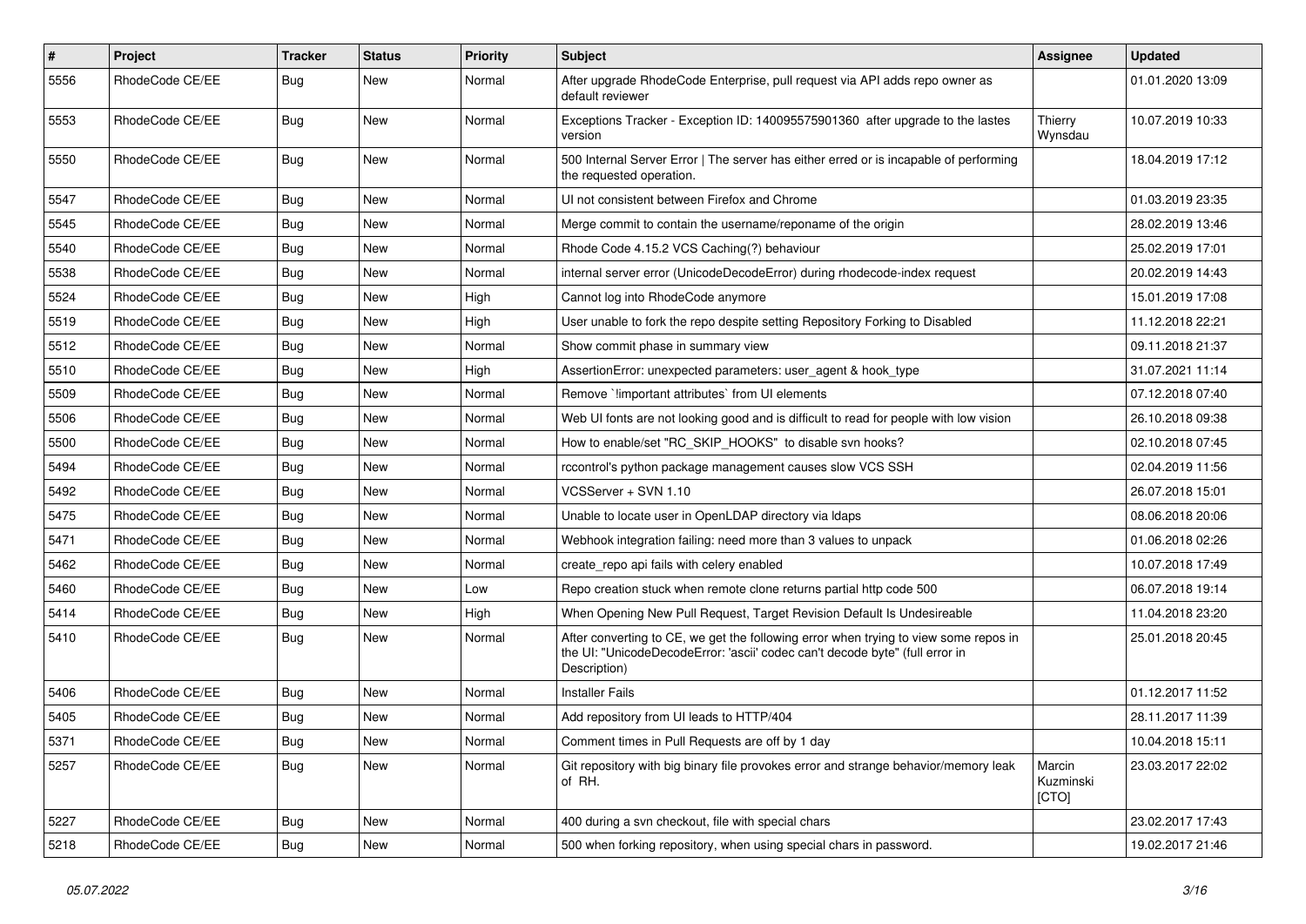| # | Project | Tracker | Status | Priority | Subject | Assignee | Updated |
|---|---|---|---|---|---|---|---|
| 5556 | RhodeCode CE/EE | Bug | New | Normal | After upgrade RhodeCode Enterprise, pull request via API adds repo owner as default reviewer | | 01.01.2020 13:09 |
| 5553 | RhodeCode CE/EE | Bug | New | Normal | Exceptions Tracker - Exception ID: 140095575901360 after upgrade to the lastes version | Thierry Wynsdau | 10.07.2019 10:33 |
| 5550 | RhodeCode CE/EE | Bug | New | Normal | 500 Internal Server Error \| The server has either erred or is incapable of performing the requested operation. | | 18.04.2019 17:12 |
| 5547 | RhodeCode CE/EE | Bug | New | Normal | UI not consistent between Firefox and Chrome | | 01.03.2019 23:35 |
| 5545 | RhodeCode CE/EE | Bug | New | Normal | Merge commit to contain the username/reponame of the origin | | 28.02.2019 13:46 |
| 5540 | RhodeCode CE/EE | Bug | New | Normal | Rhode Code 4.15.2 VCS Caching(?) behaviour | | 25.02.2019 17:01 |
| 5538 | RhodeCode CE/EE | Bug | New | Normal | internal server error (UnicodeDecodeError) during rhodecode-index request | | 20.02.2019 14:43 |
| 5524 | RhodeCode CE/EE | Bug | New | High | Cannot log into RhodeCode anymore | | 15.01.2019 17:08 |
| 5519 | RhodeCode CE/EE | Bug | New | High | User unable to fork the repo despite setting Repository Forking to Disabled | | 11.12.2018 22:21 |
| 5512 | RhodeCode CE/EE | Bug | New | Normal | Show commit phase in summary view | | 09.11.2018 21:37 |
| 5510 | RhodeCode CE/EE | Bug | New | High | AssertionError: unexpected parameters: user_agent & hook_type | | 31.07.2021 11:14 |
| 5509 | RhodeCode CE/EE | Bug | New | Normal | Remove `!important attributes` from UI elements | | 07.12.2018 07:40 |
| 5506 | RhodeCode CE/EE | Bug | New | Normal | Web UI fonts are not looking good and is difficult to read for people with low vision | | 26.10.2018 09:38 |
| 5500 | RhodeCode CE/EE | Bug | New | Normal | How to enable/set "RC_SKIP_HOOKS" to disable svn hooks? | | 02.10.2018 07:45 |
| 5494 | RhodeCode CE/EE | Bug | New | Normal | rccontrol's python package management causes slow VCS SSH | | 02.04.2019 11:56 |
| 5492 | RhodeCode CE/EE | Bug | New | Normal | VCSServer + SVN 1.10 | | 26.07.2018 15:01 |
| 5475 | RhodeCode CE/EE | Bug | New | Normal | Unable to locate user in OpenLDAP directory via ldaps | | 08.06.2018 20:06 |
| 5471 | RhodeCode CE/EE | Bug | New | Normal | Webhook integration failing: need more than 3 values to unpack | | 01.06.2018 02:26 |
| 5462 | RhodeCode CE/EE | Bug | New | Normal | create_repo api fails with celery enabled | | 10.07.2018 17:49 |
| 5460 | RhodeCode CE/EE | Bug | New | Low | Repo creation stuck when remote clone returns partial http code 500 | | 06.07.2018 19:14 |
| 5414 | RhodeCode CE/EE | Bug | New | High | When Opening New Pull Request, Target Revision Default Is Undesireable | | 11.04.2018 23:20 |
| 5410 | RhodeCode CE/EE | Bug | New | Normal | After converting to CE, we get the following error when trying to view some repos in the UI: "UnicodeDecodeError: 'ascii' codec can't decode byte" (full error in Description) | | 25.01.2018 20:45 |
| 5406 | RhodeCode CE/EE | Bug | New | Normal | Installer Fails | | 01.12.2017 11:52 |
| 5405 | RhodeCode CE/EE | Bug | New | Normal | Add repository from UI leads to HTTP/404 | | 28.11.2017 11:39 |
| 5371 | RhodeCode CE/EE | Bug | New | Normal | Comment times in Pull Requests are off by 1 day | | 10.04.2018 15:11 |
| 5257 | RhodeCode CE/EE | Bug | New | Normal | Git repository with big binary file provokes error and strange behavior/memory leak of RH. | Marcin Kuzminski [CTO] | 23.03.2017 22:02 |
| 5227 | RhodeCode CE/EE | Bug | New | Normal | 400 during a svn checkout, file with special chars | | 23.02.2017 17:43 |
| 5218 | RhodeCode CE/EE | Bug | New | Normal | 500 when forking repository, when using special chars in password. | | 19.02.2017 21:46 |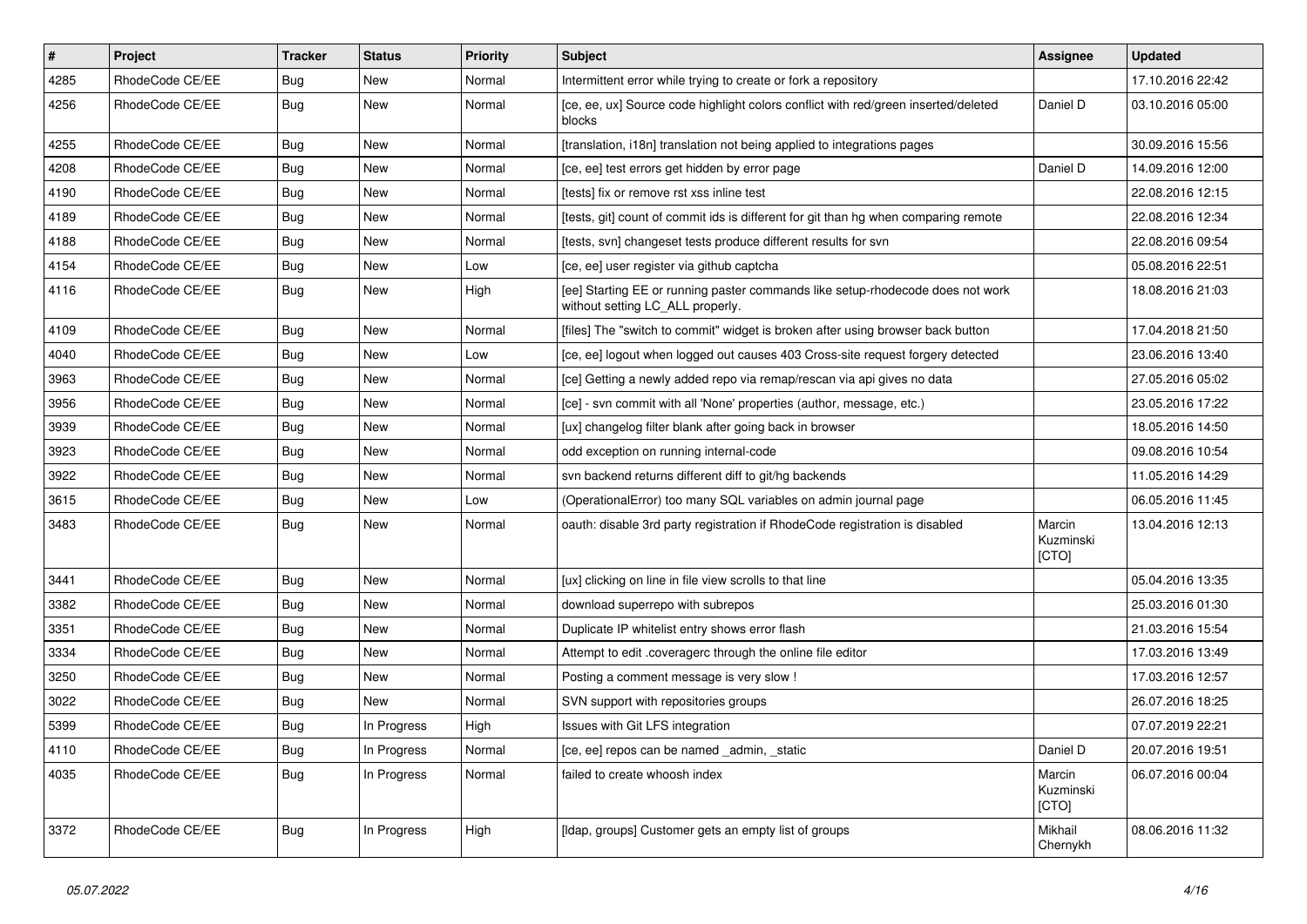| # | Project | Tracker | Status | Priority | Subject | Assignee | Updated |
|---|---|---|---|---|---|---|---|
| 4285 | RhodeCode CE/EE | Bug | New | Normal | Intermittent error while trying to create or fork a repository | | 17.10.2016 22:42 |
| 4256 | RhodeCode CE/EE | Bug | New | Normal | [ce, ee, ux] Source code highlight colors conflict with red/green inserted/deleted blocks | Daniel D | 03.10.2016 05:00 |
| 4255 | RhodeCode CE/EE | Bug | New | Normal | [translation, i18n] translation not being applied to integrations pages | | 30.09.2016 15:56 |
| 4208 | RhodeCode CE/EE | Bug | New | Normal | [ce, ee] test errors get hidden by error page | Daniel D | 14.09.2016 12:00 |
| 4190 | RhodeCode CE/EE | Bug | New | Normal | [tests] fix or remove rst xss inline test | | 22.08.2016 12:15 |
| 4189 | RhodeCode CE/EE | Bug | New | Normal | [tests, git] count of commit ids is different for git than hg when comparing remote | | 22.08.2016 12:34 |
| 4188 | RhodeCode CE/EE | Bug | New | Normal | [tests, svn] changeset tests produce different results for svn | | 22.08.2016 09:54 |
| 4154 | RhodeCode CE/EE | Bug | New | Low | [ce, ee] user register via github captcha | | 05.08.2016 22:51 |
| 4116 | RhodeCode CE/EE | Bug | New | High | [ee] Starting EE or running paster commands like setup-rhodecode does not work without setting LC_ALL properly. | | 18.08.2016 21:03 |
| 4109 | RhodeCode CE/EE | Bug | New | Normal | [files] The "switch to commit" widget is broken after using browser back button | | 17.04.2018 21:50 |
| 4040 | RhodeCode CE/EE | Bug | New | Low | [ce, ee] logout when logged out causes 403 Cross-site request forgery detected | | 23.06.2016 13:40 |
| 3963 | RhodeCode CE/EE | Bug | New | Normal | [ce] Getting a newly added repo via remap/rescan via api gives no data | | 27.05.2016 05:02 |
| 3956 | RhodeCode CE/EE | Bug | New | Normal | [ce] - svn commit with all 'None' properties (author, message, etc.) | | 23.05.2016 17:22 |
| 3939 | RhodeCode CE/EE | Bug | New | Normal | [ux] changelog filter blank after going back in browser | | 18.05.2016 14:50 |
| 3923 | RhodeCode CE/EE | Bug | New | Normal | odd exception on running internal-code | | 09.08.2016 10:54 |
| 3922 | RhodeCode CE/EE | Bug | New | Normal | svn backend returns different diff to git/hg backends | | 11.05.2016 14:29 |
| 3615 | RhodeCode CE/EE | Bug | New | Low | (OperationalError) too many SQL variables on admin journal page | | 06.05.2016 11:45 |
| 3483 | RhodeCode CE/EE | Bug | New | Normal | oauth: disable 3rd party registration if RhodeCode registration is disabled | Marcin Kuzminski [CTO] | 13.04.2016 12:13 |
| 3441 | RhodeCode CE/EE | Bug | New | Normal | [ux] clicking on line in file view scrolls to that line | | 05.04.2016 13:35 |
| 3382 | RhodeCode CE/EE | Bug | New | Normal | download superrepo with subrepos | | 25.03.2016 01:30 |
| 3351 | RhodeCode CE/EE | Bug | New | Normal | Duplicate IP whitelist entry shows error flash | | 21.03.2016 15:54 |
| 3334 | RhodeCode CE/EE | Bug | New | Normal | Attempt to edit .coveragerc through the online file editor | | 17.03.2016 13:49 |
| 3250 | RhodeCode CE/EE | Bug | New | Normal | Posting a comment message is very slow ! | | 17.03.2016 12:57 |
| 3022 | RhodeCode CE/EE | Bug | New | Normal | SVN support with repositories groups | | 26.07.2016 18:25 |
| 5399 | RhodeCode CE/EE | Bug | In Progress | High | Issues with Git LFS integration | | 07.07.2019 22:21 |
| 4110 | RhodeCode CE/EE | Bug | In Progress | Normal | [ce, ee] repos can be named _admin, _static | Daniel D | 20.07.2016 19:51 |
| 4035 | RhodeCode CE/EE | Bug | In Progress | Normal | failed to create whoosh index | Marcin Kuzminski [CTO] | 06.07.2016 00:04 |
| 3372 | RhodeCode CE/EE | Bug | In Progress | High | [ldap, groups] Customer gets an empty list of groups | Mikhail Chernykh | 08.06.2016 11:32 |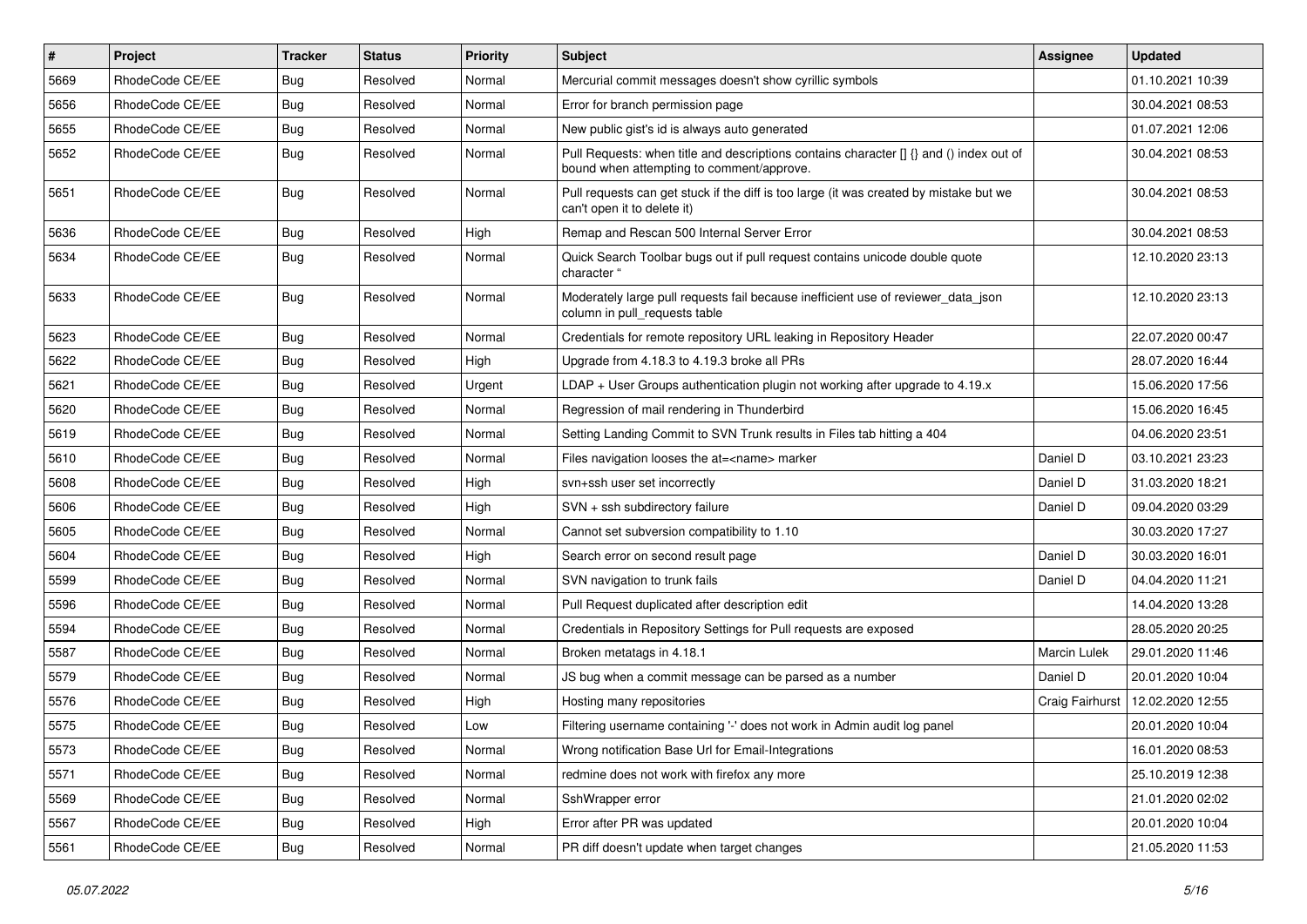| # | Project | Tracker | Status | Priority | Subject | Assignee | Updated |
|---|---|---|---|---|---|---|---|
| 5669 | RhodeCode CE/EE | Bug | Resolved | Normal | Mercurial commit messages doesn't show cyrillic symbols | | 01.10.2021 10:39 |
| 5656 | RhodeCode CE/EE | Bug | Resolved | Normal | Error for branch permission page | | 30.04.2021 08:53 |
| 5655 | RhodeCode CE/EE | Bug | Resolved | Normal | New public gist's id is always auto generated | | 01.07.2021 12:06 |
| 5652 | RhodeCode CE/EE | Bug | Resolved | Normal | Pull Requests: when title and descriptions contains character [] {} and () index out of bound when attempting to comment/approve. | | 30.04.2021 08:53 |
| 5651 | RhodeCode CE/EE | Bug | Resolved | Normal | Pull requests can get stuck if the diff is too large (it was created by mistake but we can't open it to delete it) | | 30.04.2021 08:53 |
| 5636 | RhodeCode CE/EE | Bug | Resolved | High | Remap and Rescan 500 Internal Server Error | | 30.04.2021 08:53 |
| 5634 | RhodeCode CE/EE | Bug | Resolved | Normal | Quick Search Toolbar bugs out if pull request contains unicode double quote character " | | 12.10.2020 23:13 |
| 5633 | RhodeCode CE/EE | Bug | Resolved | Normal | Moderately large pull requests fail because inefficient use of reviewer_data_json column in pull_requests table | | 12.10.2020 23:13 |
| 5623 | RhodeCode CE/EE | Bug | Resolved | Normal | Credentials for remote repository URL leaking in Repository Header | | 22.07.2020 00:47 |
| 5622 | RhodeCode CE/EE | Bug | Resolved | High | Upgrade from 4.18.3 to 4.19.3 broke all PRs | | 28.07.2020 16:44 |
| 5621 | RhodeCode CE/EE | Bug | Resolved | Urgent | LDAP + User Groups authentication plugin not working after upgrade to 4.19.x | | 15.06.2020 17:56 |
| 5620 | RhodeCode CE/EE | Bug | Resolved | Normal | Regression of mail rendering in Thunderbird | | 15.06.2020 16:45 |
| 5619 | RhodeCode CE/EE | Bug | Resolved | Normal | Setting Landing Commit to SVN Trunk results in Files tab hitting a 404 | | 04.06.2020 23:51 |
| 5610 | RhodeCode CE/EE | Bug | Resolved | Normal | Files navigation looses the at=<name> marker | Daniel D | 03.10.2021 23:23 |
| 5608 | RhodeCode CE/EE | Bug | Resolved | High | svn+ssh user set incorrectly | Daniel D | 31.03.2020 18:21 |
| 5606 | RhodeCode CE/EE | Bug | Resolved | High | SVN + ssh subdirectory failure | Daniel D | 09.04.2020 03:29 |
| 5605 | RhodeCode CE/EE | Bug | Resolved | Normal | Cannot set subversion compatibility to 1.10 | | 30.03.2020 17:27 |
| 5604 | RhodeCode CE/EE | Bug | Resolved | High | Search error on second result page | Daniel D | 30.03.2020 16:01 |
| 5599 | RhodeCode CE/EE | Bug | Resolved | Normal | SVN navigation to trunk fails | Daniel D | 04.04.2020 11:21 |
| 5596 | RhodeCode CE/EE | Bug | Resolved | Normal | Pull Request duplicated after description edit | | 14.04.2020 13:28 |
| 5594 | RhodeCode CE/EE | Bug | Resolved | Normal | Credentials in Repository Settings for Pull requests are exposed | | 28.05.2020 20:25 |
| 5587 | RhodeCode CE/EE | Bug | Resolved | Normal | Broken metatags in 4.18.1 | Marcin Lulek | 29.01.2020 11:46 |
| 5579 | RhodeCode CE/EE | Bug | Resolved | Normal | JS bug when a commit message can be parsed as a number | Daniel D | 20.01.2020 10:04 |
| 5576 | RhodeCode CE/EE | Bug | Resolved | High | Hosting many repositories | Craig Fairhurst | 12.02.2020 12:55 |
| 5575 | RhodeCode CE/EE | Bug | Resolved | Low | Filtering username containing '-' does not work in Admin audit log panel | | 20.01.2020 10:04 |
| 5573 | RhodeCode CE/EE | Bug | Resolved | Normal | Wrong notification Base Url for Email-Integrations | | 16.01.2020 08:53 |
| 5571 | RhodeCode CE/EE | Bug | Resolved | Normal | redmine does not work with firefox any more | | 25.10.2019 12:38 |
| 5569 | RhodeCode CE/EE | Bug | Resolved | Normal | SshWrapper error | | 21.01.2020 02:02 |
| 5567 | RhodeCode CE/EE | Bug | Resolved | High | Error after PR was updated | | 20.01.2020 10:04 |
| 5561 | RhodeCode CE/EE | Bug | Resolved | Normal | PR diff doesn't update when target changes | | 21.05.2020 11:53 |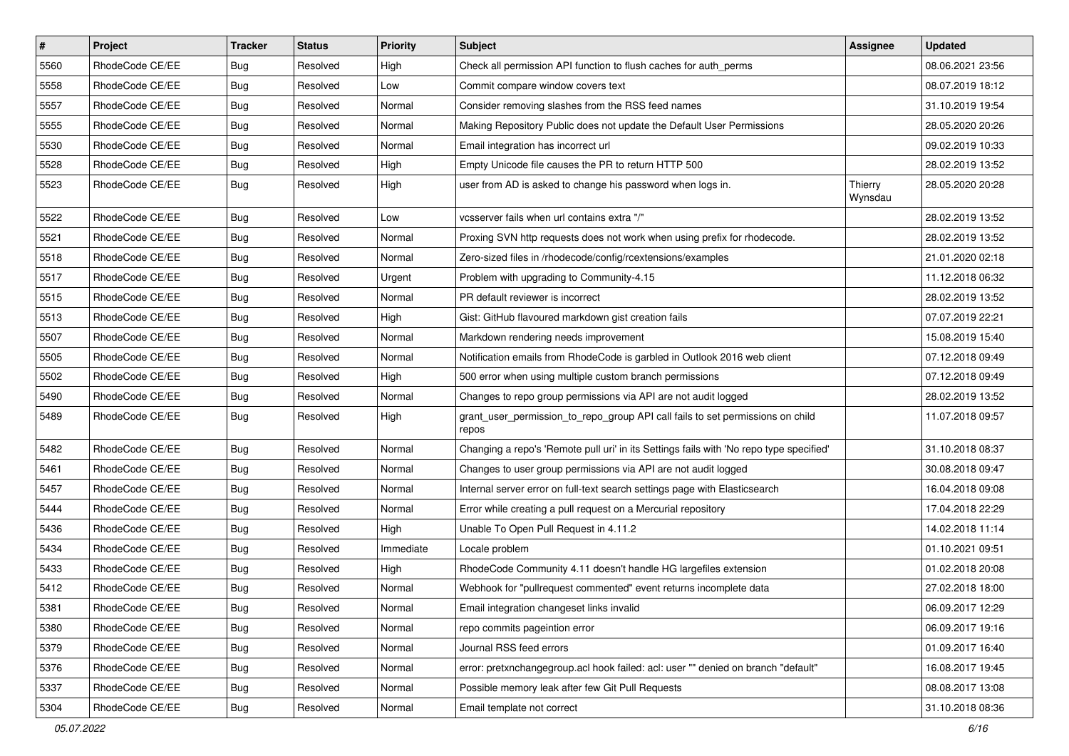| # | Project | Tracker | Status | Priority | Subject | Assignee | Updated |
|---|---|---|---|---|---|---|---|
| 5560 | RhodeCode CE/EE | Bug | Resolved | High | Check all permission API function to flush caches for auth_perms | | 08.06.2021 23:56 |
| 5558 | RhodeCode CE/EE | Bug | Resolved | Low | Commit compare window covers text | | 08.07.2019 18:12 |
| 5557 | RhodeCode CE/EE | Bug | Resolved | Normal | Consider removing slashes from the RSS feed names | | 31.10.2019 19:54 |
| 5555 | RhodeCode CE/EE | Bug | Resolved | Normal | Making Repository Public does not update the Default User Permissions | | 28.05.2020 20:26 |
| 5530 | RhodeCode CE/EE | Bug | Resolved | Normal | Email integration has incorrect url | | 09.02.2019 10:33 |
| 5528 | RhodeCode CE/EE | Bug | Resolved | High | Empty Unicode file causes the PR to return HTTP 500 | | 28.02.2019 13:52 |
| 5523 | RhodeCode CE/EE | Bug | Resolved | High | user from AD is asked to change his password when logs in. | Thierry Wynsdau | 28.05.2020 20:28 |
| 5522 | RhodeCode CE/EE | Bug | Resolved | Low | vcsserver fails when url contains extra "/" | | 28.02.2019 13:52 |
| 5521 | RhodeCode CE/EE | Bug | Resolved | Normal | Proxing SVN http requests does not work when using prefix for rhodecode. | | 28.02.2019 13:52 |
| 5518 | RhodeCode CE/EE | Bug | Resolved | Normal | Zero-sized files in /rhodecode/config/rcextensions/examples | | 21.01.2020 02:18 |
| 5517 | RhodeCode CE/EE | Bug | Resolved | Urgent | Problem with upgrading to Community-4.15 | | 11.12.2018 06:32 |
| 5515 | RhodeCode CE/EE | Bug | Resolved | Normal | PR default reviewer is incorrect | | 28.02.2019 13:52 |
| 5513 | RhodeCode CE/EE | Bug | Resolved | High | Gist: GitHub flavoured markdown gist creation fails | | 07.07.2019 22:21 |
| 5507 | RhodeCode CE/EE | Bug | Resolved | Normal | Markdown rendering needs improvement | | 15.08.2019 15:40 |
| 5505 | RhodeCode CE/EE | Bug | Resolved | Normal | Notification emails from RhodeCode is garbled in Outlook 2016 web client | | 07.12.2018 09:49 |
| 5502 | RhodeCode CE/EE | Bug | Resolved | High | 500 error when using multiple custom branch permissions | | 07.12.2018 09:49 |
| 5490 | RhodeCode CE/EE | Bug | Resolved | Normal | Changes to repo group permissions via API are not audit logged | | 28.02.2019 13:52 |
| 5489 | RhodeCode CE/EE | Bug | Resolved | High | grant_user_permission_to_repo_group API call fails to set permissions on child repos | | 11.07.2018 09:57 |
| 5482 | RhodeCode CE/EE | Bug | Resolved | Normal | Changing a repo's 'Remote pull uri' in its Settings fails with 'No repo type specified' | | 31.10.2018 08:37 |
| 5461 | RhodeCode CE/EE | Bug | Resolved | Normal | Changes to user group permissions via API are not audit logged | | 30.08.2018 09:47 |
| 5457 | RhodeCode CE/EE | Bug | Resolved | Normal | Internal server error on full-text search settings page with Elasticsearch | | 16.04.2018 09:08 |
| 5444 | RhodeCode CE/EE | Bug | Resolved | Normal | Error while creating a pull request on a Mercurial repository | | 17.04.2018 22:29 |
| 5436 | RhodeCode CE/EE | Bug | Resolved | High | Unable To Open Pull Request in 4.11.2 | | 14.02.2018 11:14 |
| 5434 | RhodeCode CE/EE | Bug | Resolved | Immediate | Locale problem | | 01.10.2021 09:51 |
| 5433 | RhodeCode CE/EE | Bug | Resolved | High | RhodeCode Community 4.11 doesn't handle HG largefiles extension | | 01.02.2018 20:08 |
| 5412 | RhodeCode CE/EE | Bug | Resolved | Normal | Webhook for "pullrequest commented" event returns incomplete data | | 27.02.2018 18:00 |
| 5381 | RhodeCode CE/EE | Bug | Resolved | Normal | Email integration changeset links invalid | | 06.09.2017 12:29 |
| 5380 | RhodeCode CE/EE | Bug | Resolved | Normal | repo commits pageintion error | | 06.09.2017 19:16 |
| 5379 | RhodeCode CE/EE | Bug | Resolved | Normal | Journal RSS feed errors | | 01.09.2017 16:40 |
| 5376 | RhodeCode CE/EE | Bug | Resolved | Normal | error: pretxnchangegroup.acl hook failed: acl: user "" denied on branch "default" | | 16.08.2017 19:45 |
| 5337 | RhodeCode CE/EE | Bug | Resolved | Normal | Possible memory leak after few Git Pull Requests | | 08.08.2017 13:08 |
| 5304 | RhodeCode CE/EE | Bug | Resolved | Normal | Email template not correct | | 31.10.2018 08:36 |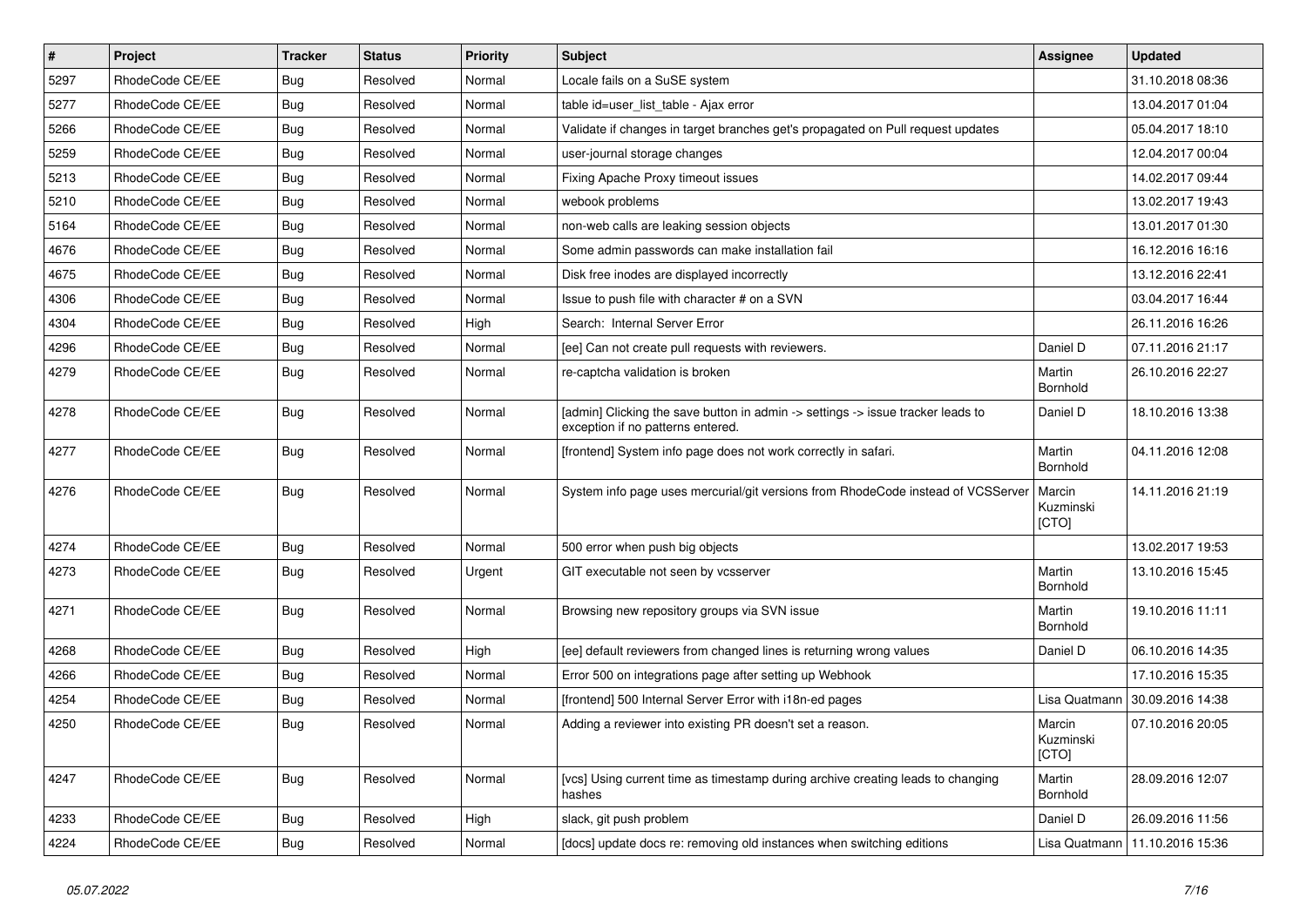| # | Project | Tracker | Status | Priority | Subject | Assignee | Updated |
|---|---|---|---|---|---|---|---|
| 5297 | RhodeCode CE/EE | Bug | Resolved | Normal | Locale fails on a SuSE system | | 31.10.2018 08:36 |
| 5277 | RhodeCode CE/EE | Bug | Resolved | Normal | table id=user_list_table - Ajax error | | 13.04.2017 01:04 |
| 5266 | RhodeCode CE/EE | Bug | Resolved | Normal | Validate if changes in target branches get's propagated on Pull request updates | | 05.04.2017 18:10 |
| 5259 | RhodeCode CE/EE | Bug | Resolved | Normal | user-journal storage changes | | 12.04.2017 00:04 |
| 5213 | RhodeCode CE/EE | Bug | Resolved | Normal | Fixing Apache Proxy timeout issues | | 14.02.2017 09:44 |
| 5210 | RhodeCode CE/EE | Bug | Resolved | Normal | webook problems | | 13.02.2017 19:43 |
| 5164 | RhodeCode CE/EE | Bug | Resolved | Normal | non-web calls are leaking session objects | | 13.01.2017 01:30 |
| 4676 | RhodeCode CE/EE | Bug | Resolved | Normal | Some admin passwords can make installation fail | | 16.12.2016 16:16 |
| 4675 | RhodeCode CE/EE | Bug | Resolved | Normal | Disk free inodes are displayed incorrectly | | 13.12.2016 22:41 |
| 4306 | RhodeCode CE/EE | Bug | Resolved | Normal | Issue to push file with character # on a SVN | | 03.04.2017 16:44 |
| 4304 | RhodeCode CE/EE | Bug | Resolved | High | Search: Internal Server Error | | 26.11.2016 16:26 |
| 4296 | RhodeCode CE/EE | Bug | Resolved | Normal | [ee] Can not create pull requests with reviewers. | Daniel D | 07.11.2016 21:17 |
| 4279 | RhodeCode CE/EE | Bug | Resolved | Normal | re-captcha validation is broken | Martin Bornhold | 26.10.2016 22:27 |
| 4278 | RhodeCode CE/EE | Bug | Resolved | Normal | [admin] Clicking the save button in admin -> settings -> issue tracker leads to exception if no patterns entered. | Daniel D | 18.10.2016 13:38 |
| 4277 | RhodeCode CE/EE | Bug | Resolved | Normal | [frontend] System info page does not work correctly in safari. | Martin Bornhold | 04.11.2016 12:08 |
| 4276 | RhodeCode CE/EE | Bug | Resolved | Normal | System info page uses mercurial/git versions from RhodeCode instead of VCSServer | Marcin Kuzminski [CTO] | 14.11.2016 21:19 |
| 4274 | RhodeCode CE/EE | Bug | Resolved | Normal | 500 error when push big objects | | 13.02.2017 19:53 |
| 4273 | RhodeCode CE/EE | Bug | Resolved | Urgent | GIT executable not seen by vcsserver | Martin Bornhold | 13.10.2016 15:45 |
| 4271 | RhodeCode CE/EE | Bug | Resolved | Normal | Browsing new repository groups via SVN issue | Martin Bornhold | 19.10.2016 11:11 |
| 4268 | RhodeCode CE/EE | Bug | Resolved | High | [ee] default reviewers from changed lines is returning wrong values | Daniel D | 06.10.2016 14:35 |
| 4266 | RhodeCode CE/EE | Bug | Resolved | Normal | Error 500 on integrations page after setting up Webhook | | 17.10.2016 15:35 |
| 4254 | RhodeCode CE/EE | Bug | Resolved | Normal | [frontend] 500 Internal Server Error with i18n-ed pages | Lisa Quatmann | 30.09.2016 14:38 |
| 4250 | RhodeCode CE/EE | Bug | Resolved | Normal | Adding a reviewer into existing PR doesn't set a reason. | Marcin Kuzminski [CTO] | 07.10.2016 20:05 |
| 4247 | RhodeCode CE/EE | Bug | Resolved | Normal | [vcs] Using current time as timestamp during archive creating leads to changing hashes | Martin Bornhold | 28.09.2016 12:07 |
| 4233 | RhodeCode CE/EE | Bug | Resolved | High | slack, git push problem | Daniel D | 26.09.2016 11:56 |
| 4224 | RhodeCode CE/EE | Bug | Resolved | Normal | [docs] update docs re: removing old instances when switching editions | Lisa Quatmann | 11.10.2016 15:36 |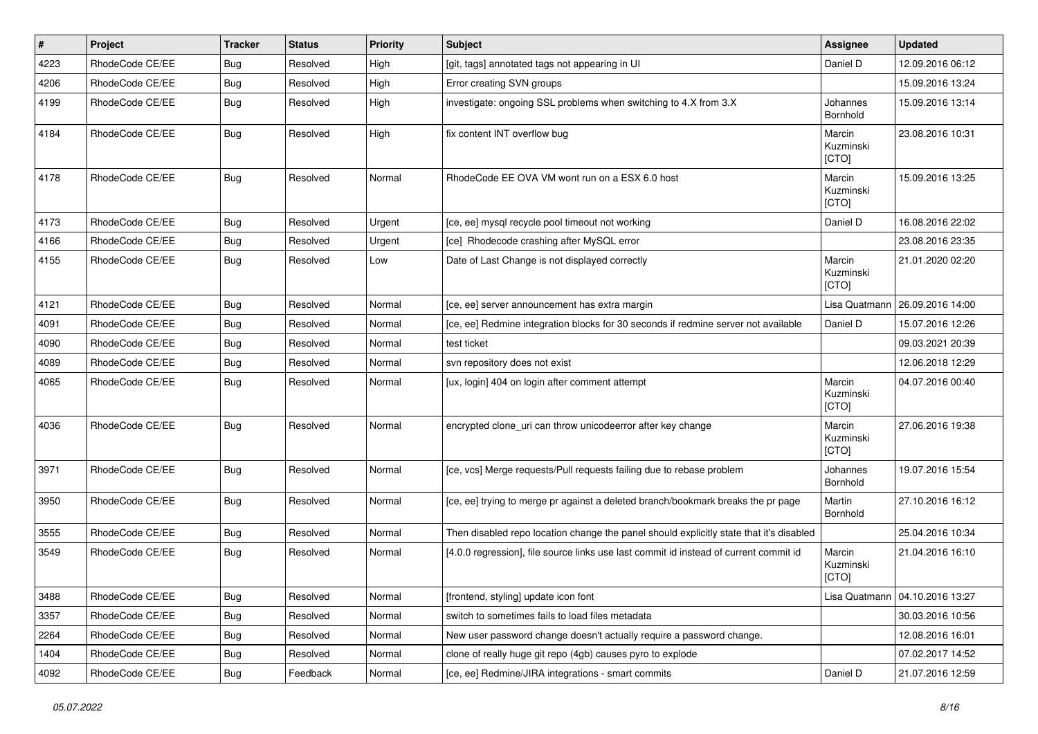| # | Project | Tracker | Status | Priority | Subject | Assignee | Updated |
|---|---|---|---|---|---|---|---|
| 4223 | RhodeCode CE/EE | Bug | Resolved | High | [git, tags] annotated tags not appearing in UI | Daniel D | 12.09.2016 06:12 |
| 4206 | RhodeCode CE/EE | Bug | Resolved | High | Error creating SVN groups | | 15.09.2016 13:24 |
| 4199 | RhodeCode CE/EE | Bug | Resolved | High | investigate: ongoing SSL problems when switching to 4.X from 3.X | Johannes Bornhold | 15.09.2016 13:14 |
| 4184 | RhodeCode CE/EE | Bug | Resolved | High | fix content INT overflow bug | Marcin Kuzminski [CTO] | 23.08.2016 10:31 |
| 4178 | RhodeCode CE/EE | Bug | Resolved | Normal | RhodeCode EE OVA VM wont run on a ESX 6.0 host | Marcin Kuzminski [CTO] | 15.09.2016 13:25 |
| 4173 | RhodeCode CE/EE | Bug | Resolved | Urgent | [ce, ee] mysql recycle pool timeout not working | Daniel D | 16.08.2016 22:02 |
| 4166 | RhodeCode CE/EE | Bug | Resolved | Urgent | [ce] Rhodecode crashing after MySQL error | | 23.08.2016 23:35 |
| 4155 | RhodeCode CE/EE | Bug | Resolved | Low | Date of Last Change is not displayed correctly | Marcin Kuzminski [CTO] | 21.01.2020 02:20 |
| 4121 | RhodeCode CE/EE | Bug | Resolved | Normal | [ce, ee] server announcement has extra margin | Lisa Quatmann | 26.09.2016 14:00 |
| 4091 | RhodeCode CE/EE | Bug | Resolved | Normal | [ce, ee] Redmine integration blocks for 30 seconds if redmine server not available | Daniel D | 15.07.2016 12:26 |
| 4090 | RhodeCode CE/EE | Bug | Resolved | Normal | test ticket | | 09.03.2021 20:39 |
| 4089 | RhodeCode CE/EE | Bug | Resolved | Normal | svn repository does not exist | | 12.06.2018 12:29 |
| 4065 | RhodeCode CE/EE | Bug | Resolved | Normal | [ux, login] 404 on login after comment attempt | Marcin Kuzminski [CTO] | 04.07.2016 00:40 |
| 4036 | RhodeCode CE/EE | Bug | Resolved | Normal | encrypted clone_uri can throw unicodeerror after key change | Marcin Kuzminski [CTO] | 27.06.2016 19:38 |
| 3971 | RhodeCode CE/EE | Bug | Resolved | Normal | [ce, vcs] Merge requests/Pull requests failing due to rebase problem | Johannes Bornhold | 19.07.2016 15:54 |
| 3950 | RhodeCode CE/EE | Bug | Resolved | Normal | [ce, ee] trying to merge pr against a deleted branch/bookmark breaks the pr page | Martin Bornhold | 27.10.2016 16:12 |
| 3555 | RhodeCode CE/EE | Bug | Resolved | Normal | Then disabled repo location change the panel should explicitly state that it's disabled | | 25.04.2016 10:34 |
| 3549 | RhodeCode CE/EE | Bug | Resolved | Normal | [4.0.0 regression], file source links use last commit id instead of current commit id | Marcin Kuzminski [CTO] | 21.04.2016 16:10 |
| 3488 | RhodeCode CE/EE | Bug | Resolved | Normal | [frontend, styling] update icon font | Lisa Quatmann | 04.10.2016 13:27 |
| 3357 | RhodeCode CE/EE | Bug | Resolved | Normal | switch to sometimes fails to load files metadata | | 30.03.2016 10:56 |
| 2264 | RhodeCode CE/EE | Bug | Resolved | Normal | New user password change doesn't actually require a password change. | | 12.08.2016 16:01 |
| 1404 | RhodeCode CE/EE | Bug | Resolved | Normal | clone of really huge git repo (4gb) causes pyro to explode | | 07.02.2017 14:52 |
| 4092 | RhodeCode CE/EE | Bug | Feedback | Normal | [ce, ee] Redmine/JIRA integrations - smart commits | Daniel D | 21.07.2016 12:59 |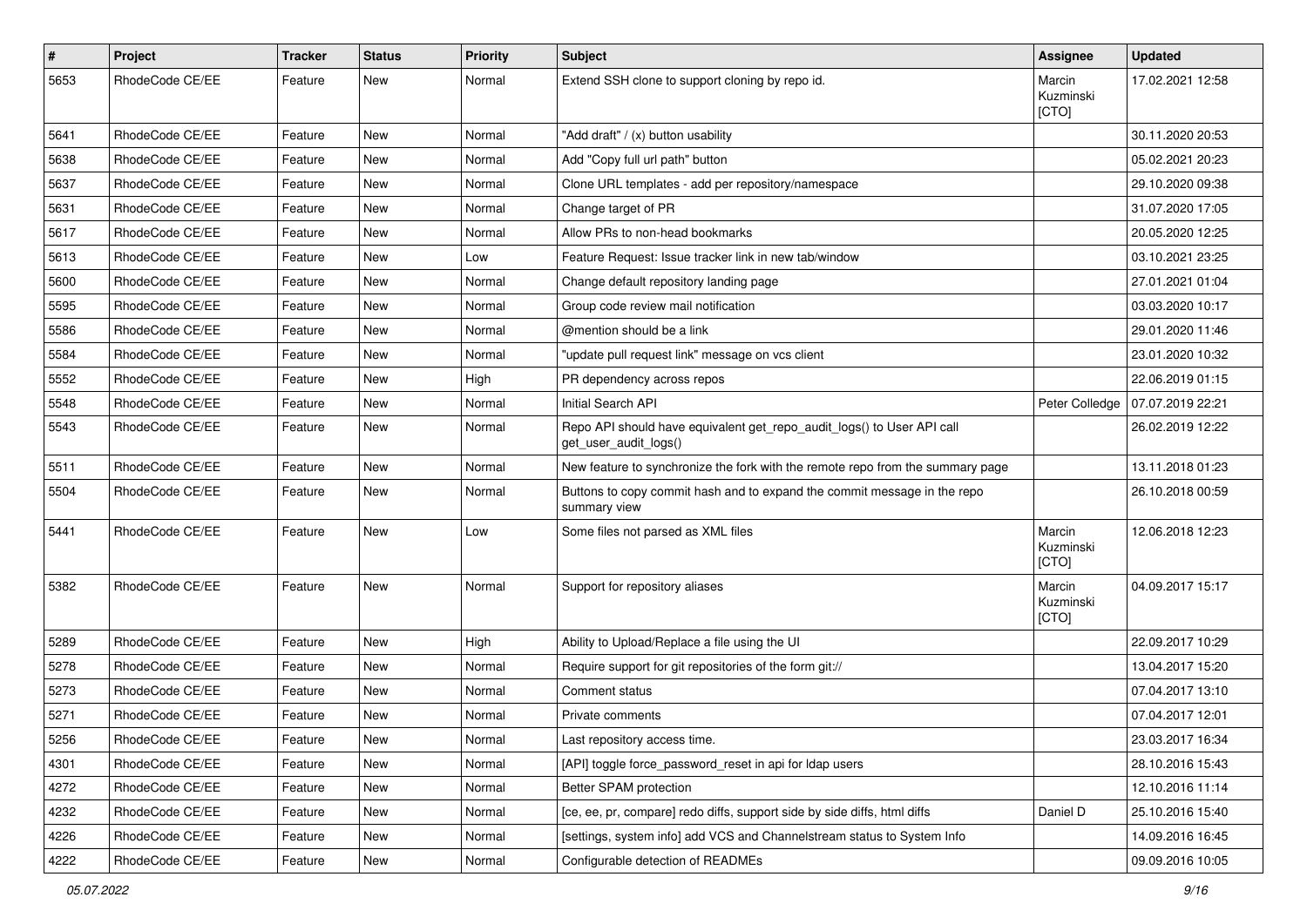| # | Project | Tracker | Status | Priority | Subject | Assignee | Updated |
|---|---|---|---|---|---|---|---|
| 5653 | RhodeCode CE/EE | Feature | New | Normal | Extend SSH clone to support cloning by repo id. | Marcin Kuzminski [CTO] | 17.02.2021 12:58 |
| 5641 | RhodeCode CE/EE | Feature | New | Normal | "Add draft" / (x) button usability | | 30.11.2020 20:53 |
| 5638 | RhodeCode CE/EE | Feature | New | Normal | Add "Copy full url path" button | | 05.02.2021 20:23 |
| 5637 | RhodeCode CE/EE | Feature | New | Normal | Clone URL templates - add per repository/namespace | | 29.10.2020 09:38 |
| 5631 | RhodeCode CE/EE | Feature | New | Normal | Change target of PR | | 31.07.2020 17:05 |
| 5617 | RhodeCode CE/EE | Feature | New | Normal | Allow PRs to non-head bookmarks | | 20.05.2020 12:25 |
| 5613 | RhodeCode CE/EE | Feature | New | Low | Feature Request: Issue tracker link in new tab/window | | 03.10.2021 23:25 |
| 5600 | RhodeCode CE/EE | Feature | New | Normal | Change default repository landing page | | 27.01.2021 01:04 |
| 5595 | RhodeCode CE/EE | Feature | New | Normal | Group code review mail notification | | 03.03.2020 10:17 |
| 5586 | RhodeCode CE/EE | Feature | New | Normal | @mention should be a link | | 29.01.2020 11:46 |
| 5584 | RhodeCode CE/EE | Feature | New | Normal | "update pull request link" message on vcs client | | 23.01.2020 10:32 |
| 5552 | RhodeCode CE/EE | Feature | New | High | PR dependency across repos | | 22.06.2019 01:15 |
| 5548 | RhodeCode CE/EE | Feature | New | Normal | Initial Search API | Peter Colledge | 07.07.2019 22:21 |
| 5543 | RhodeCode CE/EE | Feature | New | Normal | Repo API should have equivalent get_repo_audit_logs() to User API call get_user_audit_logs() | | 26.02.2019 12:22 |
| 5511 | RhodeCode CE/EE | Feature | New | Normal | New feature to synchronize the fork with the remote repo from the summary page | | 13.11.2018 01:23 |
| 5504 | RhodeCode CE/EE | Feature | New | Normal | Buttons to copy commit hash and to expand the commit message in the repo summary view | | 26.10.2018 00:59 |
| 5441 | RhodeCode CE/EE | Feature | New | Low | Some files not parsed as XML files | Marcin Kuzminski [CTO] | 12.06.2018 12:23 |
| 5382 | RhodeCode CE/EE | Feature | New | Normal | Support for repository aliases | Marcin Kuzminski [CTO] | 04.09.2017 15:17 |
| 5289 | RhodeCode CE/EE | Feature | New | High | Ability to Upload/Replace a file using the UI | | 22.09.2017 10:29 |
| 5278 | RhodeCode CE/EE | Feature | New | Normal | Require support for git repositories of the form git:// | | 13.04.2017 15:20 |
| 5273 | RhodeCode CE/EE | Feature | New | Normal | Comment status | | 07.04.2017 13:10 |
| 5271 | RhodeCode CE/EE | Feature | New | Normal | Private comments | | 07.04.2017 12:01 |
| 5256 | RhodeCode CE/EE | Feature | New | Normal | Last repository access time. | | 23.03.2017 16:34 |
| 4301 | RhodeCode CE/EE | Feature | New | Normal | [API] toggle force_password_reset in api for ldap users | | 28.10.2016 15:43 |
| 4272 | RhodeCode CE/EE | Feature | New | Normal | Better SPAM protection | | 12.10.2016 11:14 |
| 4232 | RhodeCode CE/EE | Feature | New | Normal | [ce, ee, pr, compare] redo diffs, support side by side diffs, html diffs | Daniel D | 25.10.2016 15:40 |
| 4226 | RhodeCode CE/EE | Feature | New | Normal | [settings, system info] add VCS and Channelstream status to System Info | | 14.09.2016 16:45 |
| 4222 | RhodeCode CE/EE | Feature | New | Normal | Configurable detection of READMEs | | 09.09.2016 10:05 |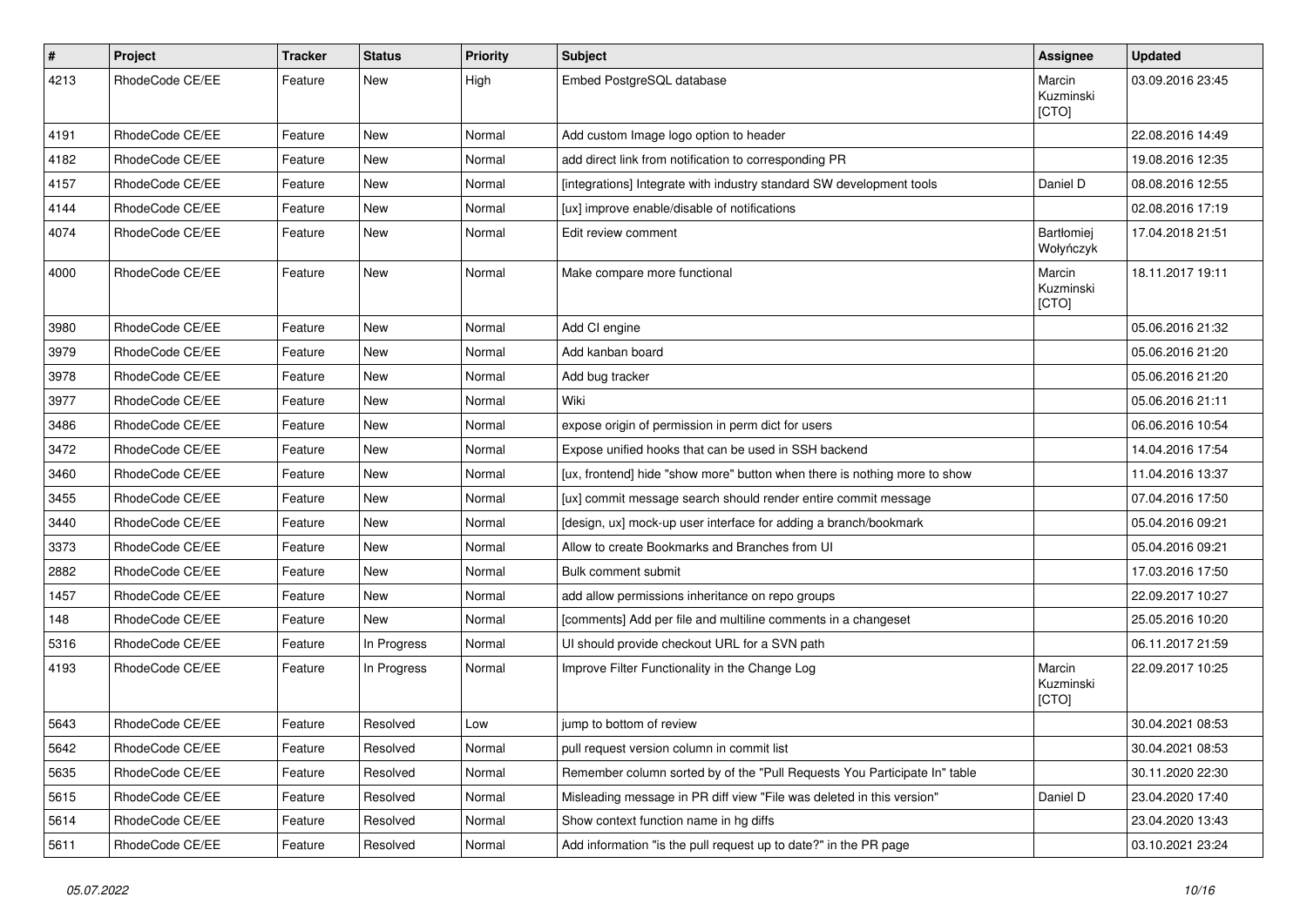| # | Project | Tracker | Status | Priority | Subject | Assignee | Updated |
|---|---|---|---|---|---|---|---|
| 4213 | RhodeCode CE/EE | Feature | New | High | Embed PostgreSQL database | Marcin Kuzminski [CTO] | 03.09.2016 23:45 |
| 4191 | RhodeCode CE/EE | Feature | New | Normal | Add custom Image logo option to header | | 22.08.2016 14:49 |
| 4182 | RhodeCode CE/EE | Feature | New | Normal | add direct link from notification to corresponding PR | | 19.08.2016 12:35 |
| 4157 | RhodeCode CE/EE | Feature | New | Normal | [integrations] Integrate with industry standard SW development tools | Daniel D | 08.08.2016 12:55 |
| 4144 | RhodeCode CE/EE | Feature | New | Normal | [ux] improve enable/disable of notifications | | 02.08.2016 17:19 |
| 4074 | RhodeCode CE/EE | Feature | New | Normal | Edit review comment | Bartłomiej Wołyńczyk | 17.04.2018 21:51 |
| 4000 | RhodeCode CE/EE | Feature | New | Normal | Make compare more functional | Marcin Kuzminski [CTO] | 18.11.2017 19:11 |
| 3980 | RhodeCode CE/EE | Feature | New | Normal | Add CI engine | | 05.06.2016 21:32 |
| 3979 | RhodeCode CE/EE | Feature | New | Normal | Add kanban board | | 05.06.2016 21:20 |
| 3978 | RhodeCode CE/EE | Feature | New | Normal | Add bug tracker | | 05.06.2016 21:20 |
| 3977 | RhodeCode CE/EE | Feature | New | Normal | Wiki | | 05.06.2016 21:11 |
| 3486 | RhodeCode CE/EE | Feature | New | Normal | expose origin of permission in perm dict for users | | 06.06.2016 10:54 |
| 3472 | RhodeCode CE/EE | Feature | New | Normal | Expose unified hooks that can be used in SSH backend | | 14.04.2016 17:54 |
| 3460 | RhodeCode CE/EE | Feature | New | Normal | [ux, frontend] hide "show more" button when there is nothing more to show | | 11.04.2016 13:37 |
| 3455 | RhodeCode CE/EE | Feature | New | Normal | [ux] commit message search should render entire commit message | | 07.04.2016 17:50 |
| 3440 | RhodeCode CE/EE | Feature | New | Normal | [design, ux] mock-up user interface for adding a branch/bookmark | | 05.04.2016 09:21 |
| 3373 | RhodeCode CE/EE | Feature | New | Normal | Allow to create Bookmarks and Branches from UI | | 05.04.2016 09:21 |
| 2882 | RhodeCode CE/EE | Feature | New | Normal | Bulk comment submit | | 17.03.2016 17:50 |
| 1457 | RhodeCode CE/EE | Feature | New | Normal | add allow permissions inheritance on repo groups | | 22.09.2017 10:27 |
| 148 | RhodeCode CE/EE | Feature | New | Normal | [comments] Add per file and multiline comments in a changeset | | 25.05.2016 10:20 |
| 5316 | RhodeCode CE/EE | Feature | In Progress | Normal | UI should provide checkout URL for a SVN path | | 06.11.2017 21:59 |
| 4193 | RhodeCode CE/EE | Feature | In Progress | Normal | Improve Filter Functionality in the Change Log | Marcin Kuzminski [CTO] | 22.09.2017 10:25 |
| 5643 | RhodeCode CE/EE | Feature | Resolved | Low | jump to bottom of review | | 30.04.2021 08:53 |
| 5642 | RhodeCode CE/EE | Feature | Resolved | Normal | pull request version column in commit list | | 30.04.2021 08:53 |
| 5635 | RhodeCode CE/EE | Feature | Resolved | Normal | Remember column sorted by of the "Pull Requests You Participate In" table | | 30.11.2020 22:30 |
| 5615 | RhodeCode CE/EE | Feature | Resolved | Normal | Misleading message in PR diff view "File was deleted in this version" | Daniel D | 23.04.2020 17:40 |
| 5614 | RhodeCode CE/EE | Feature | Resolved | Normal | Show context function name in hg diffs | | 23.04.2020 13:43 |
| 5611 | RhodeCode CE/EE | Feature | Resolved | Normal | Add information "is the pull request up to date?" in the PR page | | 03.10.2021 23:24 |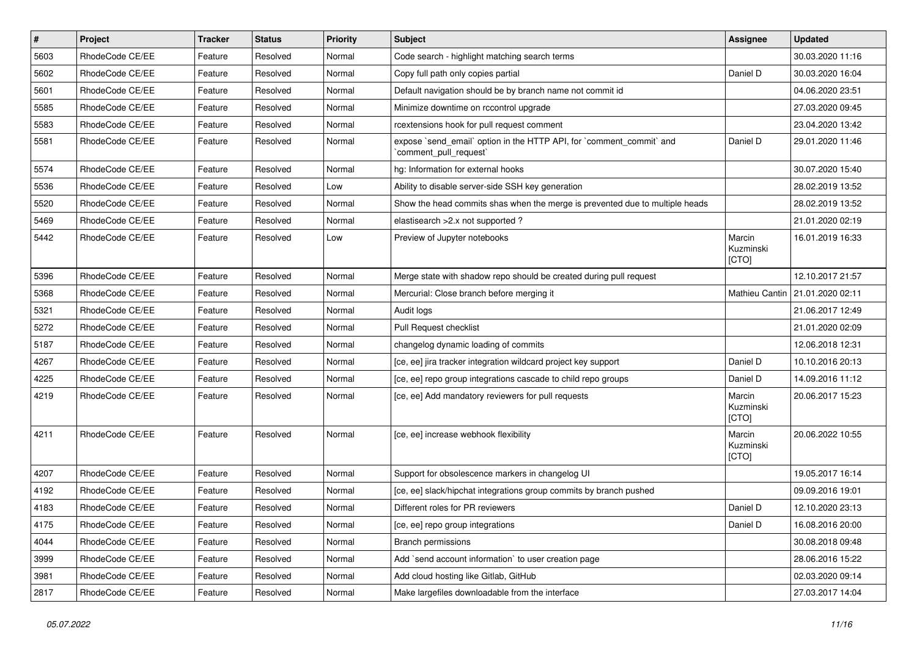| # | Project | Tracker | Status | Priority | Subject | Assignee | Updated |
|---|---|---|---|---|---|---|---|
| 5603 | RhodeCode CE/EE | Feature | Resolved | Normal | Code search - highlight matching search terms | | 30.03.2020 11:16 |
| 5602 | RhodeCode CE/EE | Feature | Resolved | Normal | Copy full path only copies partial | Daniel D | 30.03.2020 16:04 |
| 5601 | RhodeCode CE/EE | Feature | Resolved | Normal | Default navigation should be by branch name not commit id | | 04.06.2020 23:51 |
| 5585 | RhodeCode CE/EE | Feature | Resolved | Normal | Minimize downtime on rccontrol upgrade | | 27.03.2020 09:45 |
| 5583 | RhodeCode CE/EE | Feature | Resolved | Normal | rcextensions hook for pull request comment | | 23.04.2020 13:42 |
| 5581 | RhodeCode CE/EE | Feature | Resolved | Normal | expose `send_email` option in the HTTP API, for `comment_commit` and `comment_pull_request` | Daniel D | 29.01.2020 11:46 |
| 5574 | RhodeCode CE/EE | Feature | Resolved | Normal | hg: Information for external hooks | | 30.07.2020 15:40 |
| 5536 | RhodeCode CE/EE | Feature | Resolved | Low | Ability to disable server-side SSH key generation | | 28.02.2019 13:52 |
| 5520 | RhodeCode CE/EE | Feature | Resolved | Normal | Show the head commits shas when the merge is prevented due to multiple heads | | 28.02.2019 13:52 |
| 5469 | RhodeCode CE/EE | Feature | Resolved | Normal | elastisearch >2.x not supported ? | | 21.01.2020 02:19 |
| 5442 | RhodeCode CE/EE | Feature | Resolved | Low | Preview of Jupyter notebooks | Marcin Kuzminski [CTO] | 16.01.2019 16:33 |
| 5396 | RhodeCode CE/EE | Feature | Resolved | Normal | Merge state with shadow repo should be created during pull request | | 12.10.2017 21:57 |
| 5368 | RhodeCode CE/EE | Feature | Resolved | Normal | Mercurial: Close branch before merging it | Mathieu Cantin | 21.01.2020 02:11 |
| 5321 | RhodeCode CE/EE | Feature | Resolved | Normal | Audit logs | | 21.06.2017 12:49 |
| 5272 | RhodeCode CE/EE | Feature | Resolved | Normal | Pull Request checklist | | 21.01.2020 02:09 |
| 5187 | RhodeCode CE/EE | Feature | Resolved | Normal | changelog dynamic loading of commits | | 12.06.2018 12:31 |
| 4267 | RhodeCode CE/EE | Feature | Resolved | Normal | [ce, ee] jira tracker integration wildcard project key support | Daniel D | 10.10.2016 20:13 |
| 4225 | RhodeCode CE/EE | Feature | Resolved | Normal | [ce, ee] repo group integrations cascade to child repo groups | Daniel D | 14.09.2016 11:12 |
| 4219 | RhodeCode CE/EE | Feature | Resolved | Normal | [ce, ee] Add mandatory reviewers for pull requests | Marcin Kuzminski [CTO] | 20.06.2017 15:23 |
| 4211 | RhodeCode CE/EE | Feature | Resolved | Normal | [ce, ee] increase webhook flexibility | Marcin Kuzminski [CTO] | 20.06.2022 10:55 |
| 4207 | RhodeCode CE/EE | Feature | Resolved | Normal | Support for obsolescence markers in changelog UI | | 19.05.2017 16:14 |
| 4192 | RhodeCode CE/EE | Feature | Resolved | Normal | [ce, ee] slack/hipchat integrations group commits by branch pushed | | 09.09.2016 19:01 |
| 4183 | RhodeCode CE/EE | Feature | Resolved | Normal | Different roles for PR reviewers | Daniel D | 12.10.2020 23:13 |
| 4175 | RhodeCode CE/EE | Feature | Resolved | Normal | [ce, ee] repo group integrations | Daniel D | 16.08.2016 20:00 |
| 4044 | RhodeCode CE/EE | Feature | Resolved | Normal | Branch permissions | | 30.08.2018 09:48 |
| 3999 | RhodeCode CE/EE | Feature | Resolved | Normal | Add `send account information` to user creation page | | 28.06.2016 15:22 |
| 3981 | RhodeCode CE/EE | Feature | Resolved | Normal | Add cloud hosting like Gitlab, GitHub | | 02.03.2020 09:14 |
| 2817 | RhodeCode CE/EE | Feature | Resolved | Normal | Make largefiles downloadable from the interface | | 27.03.2017 14:04 |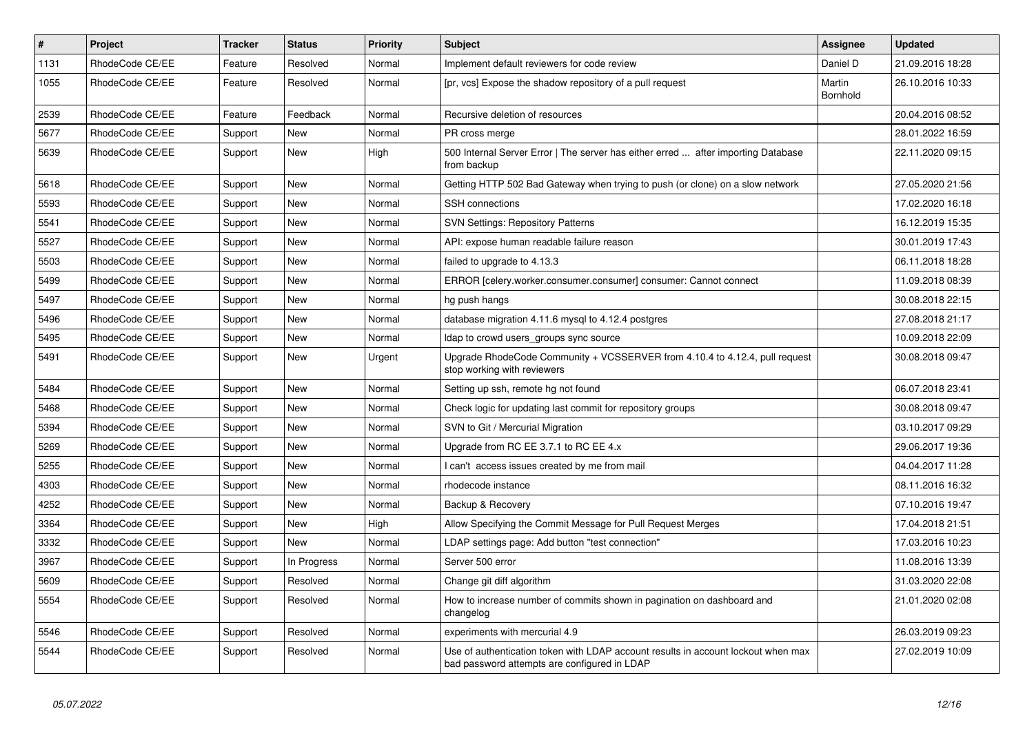| # | Project | Tracker | Status | Priority | Subject | Assignee | Updated |
|---|---|---|---|---|---|---|---|
| 1131 | RhodeCode CE/EE | Feature | Resolved | Normal | Implement default reviewers for code review | Daniel D | 21.09.2016 18:28 |
| 1055 | RhodeCode CE/EE | Feature | Resolved | Normal | [pr, vcs] Expose the shadow repository of a pull request | Martin Bornhold | 26.10.2016 10:33 |
| 2539 | RhodeCode CE/EE | Feature | Feedback | Normal | Recursive deletion of resources | | 20.04.2016 08:52 |
| 5677 | RhodeCode CE/EE | Support | New | Normal | PR cross merge | | 28.01.2022 16:59 |
| 5639 | RhodeCode CE/EE | Support | New | High | 500 Internal Server Error \| The server has either erred ... after importing Database from backup | | 22.11.2020 09:15 |
| 5618 | RhodeCode CE/EE | Support | New | Normal | Getting HTTP 502 Bad Gateway when trying to push (or clone) on a slow network | | 27.05.2020 21:56 |
| 5593 | RhodeCode CE/EE | Support | New | Normal | SSH connections | | 17.02.2020 16:18 |
| 5541 | RhodeCode CE/EE | Support | New | Normal | SVN Settings: Repository Patterns | | 16.12.2019 15:35 |
| 5527 | RhodeCode CE/EE | Support | New | Normal | API: expose human readable failure reason | | 30.01.2019 17:43 |
| 5503 | RhodeCode CE/EE | Support | New | Normal | failed to upgrade to 4.13.3 | | 06.11.2018 18:28 |
| 5499 | RhodeCode CE/EE | Support | New | Normal | ERROR [celery.worker.consumer.consumer] consumer: Cannot connect | | 11.09.2018 08:39 |
| 5497 | RhodeCode CE/EE | Support | New | Normal | hg push hangs | | 30.08.2018 22:15 |
| 5496 | RhodeCode CE/EE | Support | New | Normal | database migration 4.11.6 mysql to 4.12.4 postgres | | 27.08.2018 21:17 |
| 5495 | RhodeCode CE/EE | Support | New | Normal | ldap to crowd users_groups sync source | | 10.09.2018 22:09 |
| 5491 | RhodeCode CE/EE | Support | New | Urgent | Upgrade RhodeCode Community + VCSSERVER from 4.10.4 to 4.12.4, pull request stop working with reviewers | | 30.08.2018 09:47 |
| 5484 | RhodeCode CE/EE | Support | New | Normal | Setting up ssh, remote hg not found | | 06.07.2018 23:41 |
| 5468 | RhodeCode CE/EE | Support | New | Normal | Check logic for updating last commit for repository groups | | 30.08.2018 09:47 |
| 5394 | RhodeCode CE/EE | Support | New | Normal | SVN to Git / Mercurial Migration | | 03.10.2017 09:29 |
| 5269 | RhodeCode CE/EE | Support | New | Normal | Upgrade from RC EE 3.7.1 to RC EE 4.x | | 29.06.2017 19:36 |
| 5255 | RhodeCode CE/EE | Support | New | Normal | I can't access issues created by me from mail | | 04.04.2017 11:28 |
| 4303 | RhodeCode CE/EE | Support | New | Normal | rhodecode instance | | 08.11.2016 16:32 |
| 4252 | RhodeCode CE/EE | Support | New | Normal | Backup & Recovery | | 07.10.2016 19:47 |
| 3364 | RhodeCode CE/EE | Support | New | High | Allow Specifying the Commit Message for Pull Request Merges | | 17.04.2018 21:51 |
| 3332 | RhodeCode CE/EE | Support | New | Normal | LDAP settings page: Add button "test connection" | | 17.03.2016 10:23 |
| 3967 | RhodeCode CE/EE | Support | In Progress | Normal | Server 500 error | | 11.08.2016 13:39 |
| 5609 | RhodeCode CE/EE | Support | Resolved | Normal | Change git diff algorithm | | 31.03.2020 22:08 |
| 5554 | RhodeCode CE/EE | Support | Resolved | Normal | How to increase number of commits shown in pagination on dashboard and changelog | | 21.01.2020 02:08 |
| 5546 | RhodeCode CE/EE | Support | Resolved | Normal | experiments with mercurial 4.9 | | 26.03.2019 09:23 |
| 5544 | RhodeCode CE/EE | Support | Resolved | Normal | Use of authentication token with LDAP account results in account lockout when max bad password attempts are configured in LDAP | | 27.02.2019 10:09 |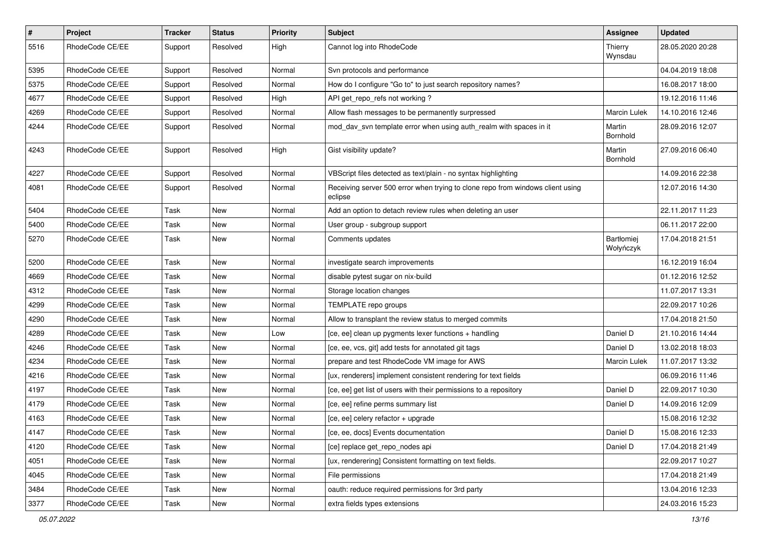| # | Project | Tracker | Status | Priority | Subject | Assignee | Updated |
|---|---|---|---|---|---|---|---|
| 5516 | RhodeCode CE/EE | Support | Resolved | High | Cannot log into RhodeCode | Thierry Wynsdau | 28.05.2020 20:28 |
| 5395 | RhodeCode CE/EE | Support | Resolved | Normal | Svn protocols and performance | | 04.04.2019 18:08 |
| 5375 | RhodeCode CE/EE | Support | Resolved | Normal | How do I configure "Go to" to just search repository names? | | 16.08.2017 18:00 |
| 4677 | RhodeCode CE/EE | Support | Resolved | High | API get_repo_refs not working ? | | 19.12.2016 11:46 |
| 4269 | RhodeCode CE/EE | Support | Resolved | Normal | Allow flash messages to be permanently surpressed | Marcin Lulek | 14.10.2016 12:46 |
| 4244 | RhodeCode CE/EE | Support | Resolved | Normal | mod_dav_svn template error when using auth_realm with spaces in it | Martin Bornhold | 28.09.2016 12:07 |
| 4243 | RhodeCode CE/EE | Support | Resolved | High | Gist visibility update? | Martin Bornhold | 27.09.2016 06:40 |
| 4227 | RhodeCode CE/EE | Support | Resolved | Normal | VBScript files detected as text/plain - no syntax highlighting | | 14.09.2016 22:38 |
| 4081 | RhodeCode CE/EE | Support | Resolved | Normal | Receiving server 500 error when trying to clone repo from windows client using eclipse | | 12.07.2016 14:30 |
| 5404 | RhodeCode CE/EE | Task | New | Normal | Add an option to detach review rules when deleting an user | | 22.11.2017 11:23 |
| 5400 | RhodeCode CE/EE | Task | New | Normal | User group - subgroup support | | 06.11.2017 22:00 |
| 5270 | RhodeCode CE/EE | Task | New | Normal | Comments updates | Bartłomiej Wołyńczyk | 17.04.2018 21:51 |
| 5200 | RhodeCode CE/EE | Task | New | Normal | investigate search improvements | | 16.12.2019 16:04 |
| 4669 | RhodeCode CE/EE | Task | New | Normal | disable pytest sugar on nix-build | | 01.12.2016 12:52 |
| 4312 | RhodeCode CE/EE | Task | New | Normal | Storage location changes | | 11.07.2017 13:31 |
| 4299 | RhodeCode CE/EE | Task | New | Normal | TEMPLATE repo groups | | 22.09.2017 10:26 |
| 4290 | RhodeCode CE/EE | Task | New | Normal | Allow to transplant the review status to merged commits | | 17.04.2018 21:50 |
| 4289 | RhodeCode CE/EE | Task | New | Low | [ce, ee] clean up pygments lexer functions + handling | Daniel D | 21.10.2016 14:44 |
| 4246 | RhodeCode CE/EE | Task | New | Normal | [ce, ee, vcs, git] add tests for annotated git tags | Daniel D | 13.02.2018 18:03 |
| 4234 | RhodeCode CE/EE | Task | New | Normal | prepare and test RhodeCode VM image for AWS | Marcin Lulek | 11.07.2017 13:32 |
| 4216 | RhodeCode CE/EE | Task | New | Normal | [ux, renderers] implement consistent rendering for text fields | | 06.09.2016 11:46 |
| 4197 | RhodeCode CE/EE | Task | New | Normal | [ce, ee] get list of users with their permissions to a repository | Daniel D | 22.09.2017 10:30 |
| 4179 | RhodeCode CE/EE | Task | New | Normal | [ce, ee] refine perms summary list | Daniel D | 14.09.2016 12:09 |
| 4163 | RhodeCode CE/EE | Task | New | Normal | [ce, ee] celery refactor + upgrade | | 15.08.2016 12:32 |
| 4147 | RhodeCode CE/EE | Task | New | Normal | [ce, ee, docs] Events documentation | Daniel D | 15.08.2016 12:33 |
| 4120 | RhodeCode CE/EE | Task | New | Normal | [ce] replace get_repo_nodes api | Daniel D | 17.04.2018 21:49 |
| 4051 | RhodeCode CE/EE | Task | New | Normal | [ux, renderering] Consistent formatting on text fields. | | 22.09.2017 10:27 |
| 4045 | RhodeCode CE/EE | Task | New | Normal | File permissions | | 17.04.2018 21:49 |
| 3484 | RhodeCode CE/EE | Task | New | Normal | oauth: reduce required permissions for 3rd party | | 13.04.2016 12:33 |
| 3377 | RhodeCode CE/EE | Task | New | Normal | extra fields types extensions | | 24.03.2016 15:23 |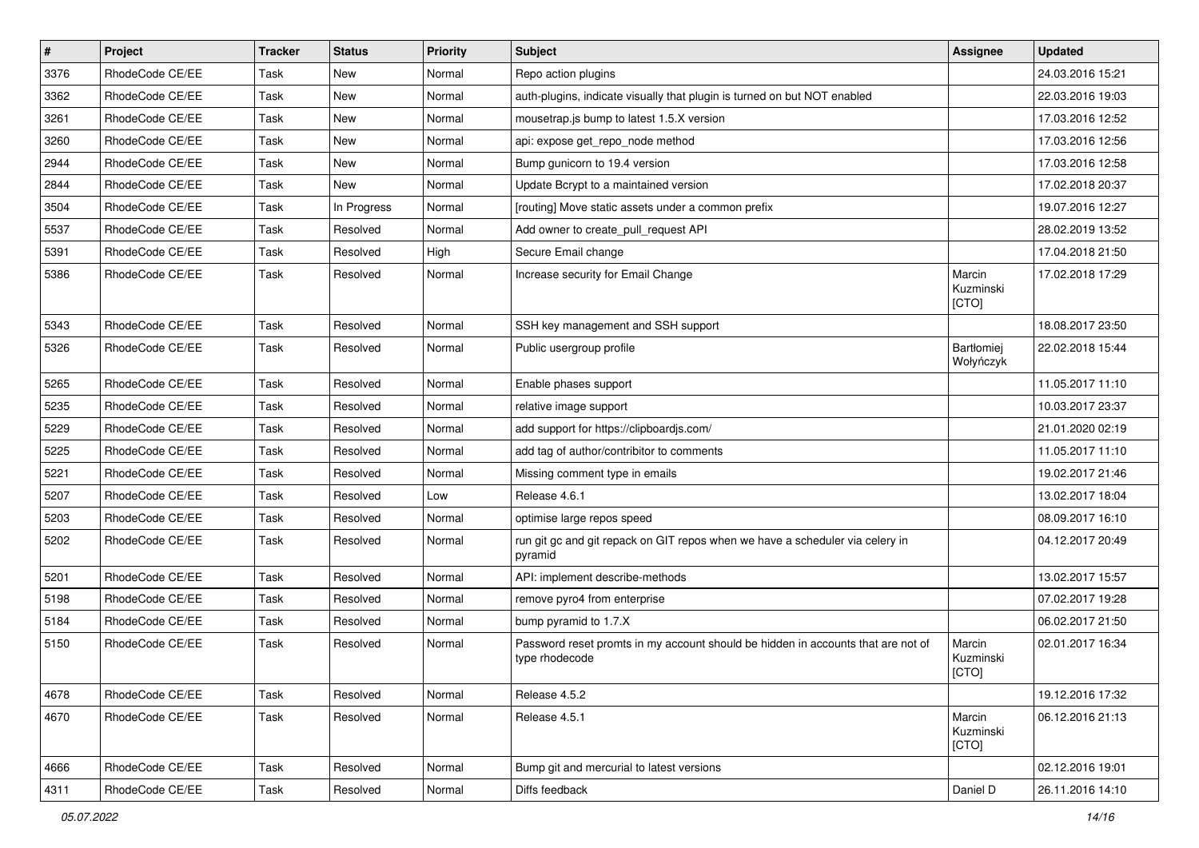| # | Project | Tracker | Status | Priority | Subject | Assignee | Updated |
|---|---|---|---|---|---|---|---|
| 3376 | RhodeCode CE/EE | Task | New | Normal | Repo action plugins | | 24.03.2016 15:21 |
| 3362 | RhodeCode CE/EE | Task | New | Normal | auth-plugins, indicate visually that plugin is turned on but NOT enabled | | 22.03.2016 19:03 |
| 3261 | RhodeCode CE/EE | Task | New | Normal | mousetrap.js bump to latest 1.5.X version | | 17.03.2016 12:52 |
| 3260 | RhodeCode CE/EE | Task | New | Normal | api: expose get_repo_node method | | 17.03.2016 12:56 |
| 2944 | RhodeCode CE/EE | Task | New | Normal | Bump gunicorn to 19.4 version | | 17.03.2016 12:58 |
| 2844 | RhodeCode CE/EE | Task | New | Normal | Update Bcrypt to a maintained version | | 17.02.2018 20:37 |
| 3504 | RhodeCode CE/EE | Task | In Progress | Normal | [routing] Move static assets under a common prefix | | 19.07.2016 12:27 |
| 5537 | RhodeCode CE/EE | Task | Resolved | Normal | Add owner to create_pull_request API | | 28.02.2019 13:52 |
| 5391 | RhodeCode CE/EE | Task | Resolved | High | Secure Email change | | 17.04.2018 21:50 |
| 5386 | RhodeCode CE/EE | Task | Resolved | Normal | Increase security for Email Change | Marcin Kuzminski [CTO] | 17.02.2018 17:29 |
| 5343 | RhodeCode CE/EE | Task | Resolved | Normal | SSH key management and SSH support | | 18.08.2017 23:50 |
| 5326 | RhodeCode CE/EE | Task | Resolved | Normal | Public usergroup profile | Bartłomiej Wołyńczyk | 22.02.2018 15:44 |
| 5265 | RhodeCode CE/EE | Task | Resolved | Normal | Enable phases support | | 11.05.2017 11:10 |
| 5235 | RhodeCode CE/EE | Task | Resolved | Normal | relative image support | | 10.03.2017 23:37 |
| 5229 | RhodeCode CE/EE | Task | Resolved | Normal | add support for https://clipboardjs.com/ | | 21.01.2020 02:19 |
| 5225 | RhodeCode CE/EE | Task | Resolved | Normal | add tag of author/contribitor to comments | | 11.05.2017 11:10 |
| 5221 | RhodeCode CE/EE | Task | Resolved | Normal | Missing comment type in emails | | 19.02.2017 21:46 |
| 5207 | RhodeCode CE/EE | Task | Resolved | Low | Release 4.6.1 | | 13.02.2017 18:04 |
| 5203 | RhodeCode CE/EE | Task | Resolved | Normal | optimise large repos speed | | 08.09.2017 16:10 |
| 5202 | RhodeCode CE/EE | Task | Resolved | Normal | run git gc and git repack on GIT repos when we have a scheduler via celery in pyramid | | 04.12.2017 20:49 |
| 5201 | RhodeCode CE/EE | Task | Resolved | Normal | API: implement describe-methods | | 13.02.2017 15:57 |
| 5198 | RhodeCode CE/EE | Task | Resolved | Normal | remove pyro4 from enterprise | | 07.02.2017 19:28 |
| 5184 | RhodeCode CE/EE | Task | Resolved | Normal | bump pyramid to 1.7.X | | 06.02.2017 21:50 |
| 5150 | RhodeCode CE/EE | Task | Resolved | Normal | Password reset promts in my account should be hidden in accounts that are not of type rhodecode | Marcin Kuzminski [CTO] | 02.01.2017 16:34 |
| 4678 | RhodeCode CE/EE | Task | Resolved | Normal | Release 4.5.2 | | 19.12.2016 17:32 |
| 4670 | RhodeCode CE/EE | Task | Resolved | Normal | Release 4.5.1 | Marcin Kuzminski [CTO] | 06.12.2016 21:13 |
| 4666 | RhodeCode CE/EE | Task | Resolved | Normal | Bump git and mercurial to latest versions | | 02.12.2016 19:01 |
| 4311 | RhodeCode CE/EE | Task | Resolved | Normal | Diffs feedback | Daniel D | 26.11.2016 14:10 |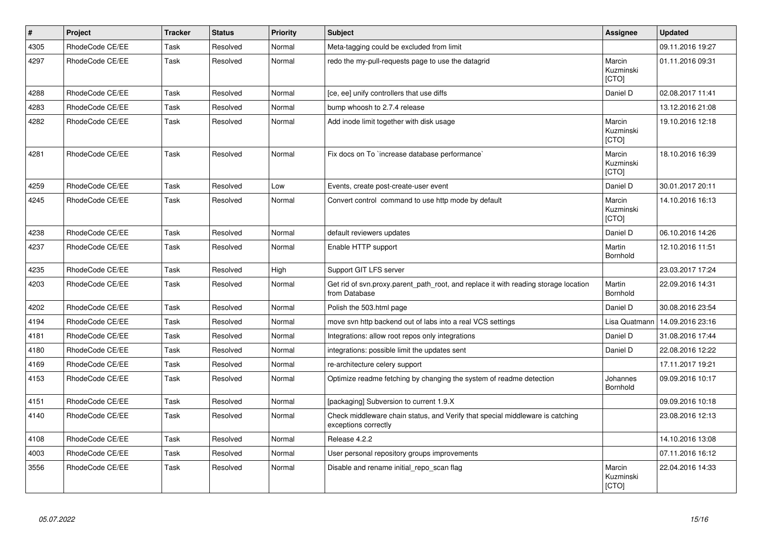| # | Project | Tracker | Status | Priority | Subject | Assignee | Updated |
|---|---|---|---|---|---|---|---|
| 4305 | RhodeCode CE/EE | Task | Resolved | Normal | Meta-tagging could be excluded from limit | | 09.11.2016 19:27 |
| 4297 | RhodeCode CE/EE | Task | Resolved | Normal | redo the my-pull-requests page to use the datagrid | Marcin Kuzminski [CTO] | 01.11.2016 09:31 |
| 4288 | RhodeCode CE/EE | Task | Resolved | Normal | [ce, ee] unify controllers that use diffs | Daniel D | 02.08.2017 11:41 |
| 4283 | RhodeCode CE/EE | Task | Resolved | Normal | bump whoosh to 2.7.4 release | | 13.12.2016 21:08 |
| 4282 | RhodeCode CE/EE | Task | Resolved | Normal | Add inode limit together with disk usage | Marcin Kuzminski [CTO] | 19.10.2016 12:18 |
| 4281 | RhodeCode CE/EE | Task | Resolved | Normal | Fix docs on To `increase database performance` | Marcin Kuzminski [CTO] | 18.10.2016 16:39 |
| 4259 | RhodeCode CE/EE | Task | Resolved | Low | Events, create post-create-user event | Daniel D | 30.01.2017 20:11 |
| 4245 | RhodeCode CE/EE | Task | Resolved | Normal | Convert control command to use http mode by default | Marcin Kuzminski [CTO] | 14.10.2016 16:13 |
| 4238 | RhodeCode CE/EE | Task | Resolved | Normal | default reviewers updates | Daniel D | 06.10.2016 14:26 |
| 4237 | RhodeCode CE/EE | Task | Resolved | Normal | Enable HTTP support | Martin Bornhold | 12.10.2016 11:51 |
| 4235 | RhodeCode CE/EE | Task | Resolved | High | Support GIT LFS server | | 23.03.2017 17:24 |
| 4203 | RhodeCode CE/EE | Task | Resolved | Normal | Get rid of svn.proxy.parent_path_root, and replace it with reading storage location from Database | Martin Bornhold | 22.09.2016 14:31 |
| 4202 | RhodeCode CE/EE | Task | Resolved | Normal | Polish the 503.html page | Daniel D | 30.08.2016 23:54 |
| 4194 | RhodeCode CE/EE | Task | Resolved | Normal | move svn http backend out of labs into a real VCS settings | Lisa Quatmann | 14.09.2016 23:16 |
| 4181 | RhodeCode CE/EE | Task | Resolved | Normal | Integrations: allow root repos only integrations | Daniel D | 31.08.2016 17:44 |
| 4180 | RhodeCode CE/EE | Task | Resolved | Normal | integrations: possible limit the updates sent | Daniel D | 22.08.2016 12:22 |
| 4169 | RhodeCode CE/EE | Task | Resolved | Normal | re-architecture celery support | | 17.11.2017 19:21 |
| 4153 | RhodeCode CE/EE | Task | Resolved | Normal | Optimize readme fetching by changing the system of readme detection | Johannes Bornhold | 09.09.2016 10:17 |
| 4151 | RhodeCode CE/EE | Task | Resolved | Normal | [packaging] Subversion to current 1.9.X | | 09.09.2016 10:18 |
| 4140 | RhodeCode CE/EE | Task | Resolved | Normal | Check middleware chain status, and Verify that special middleware is catching exceptions correctly | | 23.08.2016 12:13 |
| 4108 | RhodeCode CE/EE | Task | Resolved | Normal | Release 4.2.2 | | 14.10.2016 13:08 |
| 4003 | RhodeCode CE/EE | Task | Resolved | Normal | User personal repository groups improvements | | 07.11.2016 16:12 |
| 3556 | RhodeCode CE/EE | Task | Resolved | Normal | Disable and rename initial_repo_scan flag | Marcin Kuzminski [CTO] | 22.04.2016 14:33 |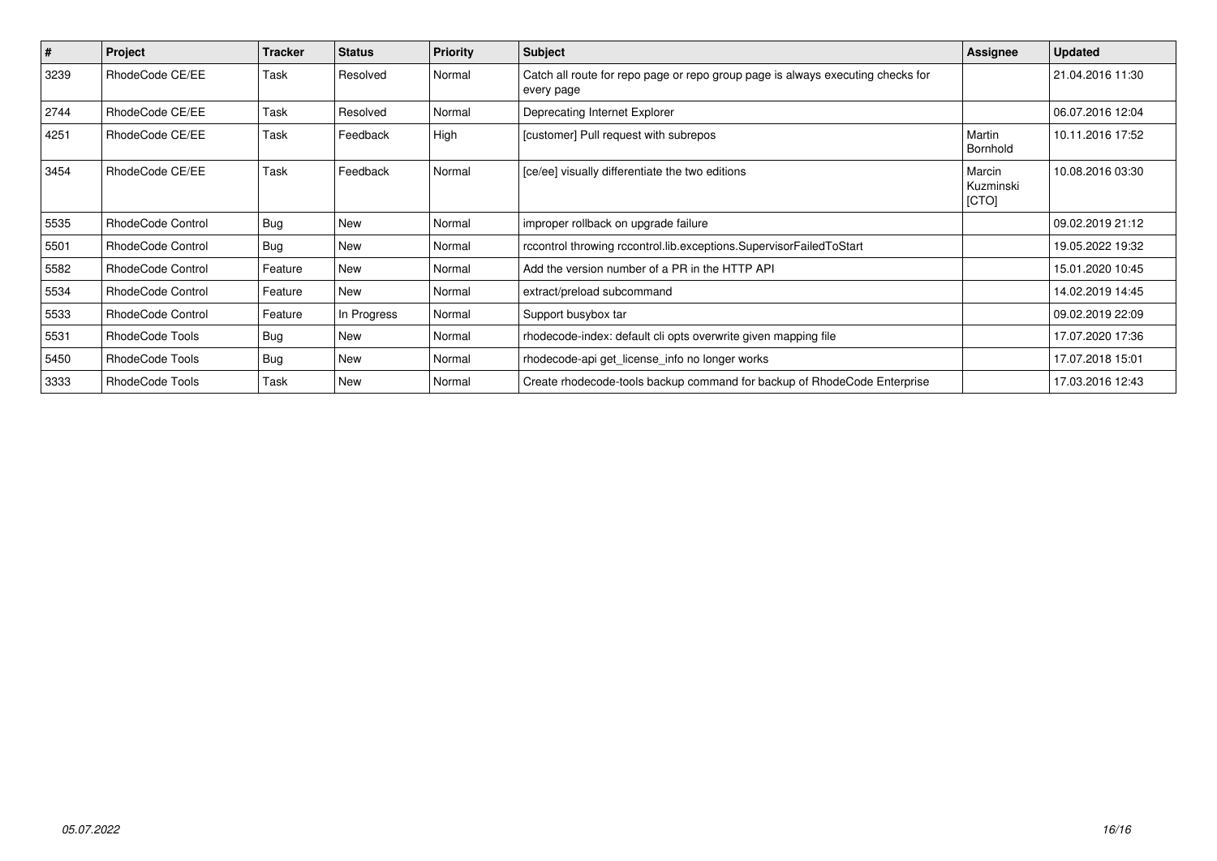| # | Project | Tracker | Status | Priority | Subject | Assignee | Updated |
|---|---|---|---|---|---|---|---|
| 3239 | RhodeCode CE/EE | Task | Resolved | Normal | Catch all route for repo page or repo group page is always executing checks for every page | | 21.04.2016 11:30 |
| 2744 | RhodeCode CE/EE | Task | Resolved | Normal | Deprecating Internet Explorer | | 06.07.2016 12:04 |
| 4251 | RhodeCode CE/EE | Task | Feedback | High | [customer] Pull request with subrepos | Martin Bornhold | 10.11.2016 17:52 |
| 3454 | RhodeCode CE/EE | Task | Feedback | Normal | [ce/ee] visually differentiate the two editions | Marcin Kuzminski [CTO] | 10.08.2016 03:30 |
| 5535 | RhodeCode Control | Bug | New | Normal | improper rollback on upgrade failure | | 09.02.2019 21:12 |
| 5501 | RhodeCode Control | Bug | New | Normal | rccontrol throwing rccontrol.lib.exceptions.SupervisorFailedToStart | | 19.05.2022 19:32 |
| 5582 | RhodeCode Control | Feature | New | Normal | Add the version number of a PR in the HTTP API | | 15.01.2020 10:45 |
| 5534 | RhodeCode Control | Feature | New | Normal | extract/preload subcommand | | 14.02.2019 14:45 |
| 5533 | RhodeCode Control | Feature | In Progress | Normal | Support busybox tar | | 09.02.2019 22:09 |
| 5531 | RhodeCode Tools | Bug | New | Normal | rhodecode-index: default cli opts overwrite given mapping file | | 17.07.2020 17:36 |
| 5450 | RhodeCode Tools | Bug | New | Normal | rhodecode-api get_license_info no longer works | | 17.07.2018 15:01 |
| 3333 | RhodeCode Tools | Task | New | Normal | Create rhodecode-tools backup command for backup of RhodeCode Enterprise | | 17.03.2016 12:43 |